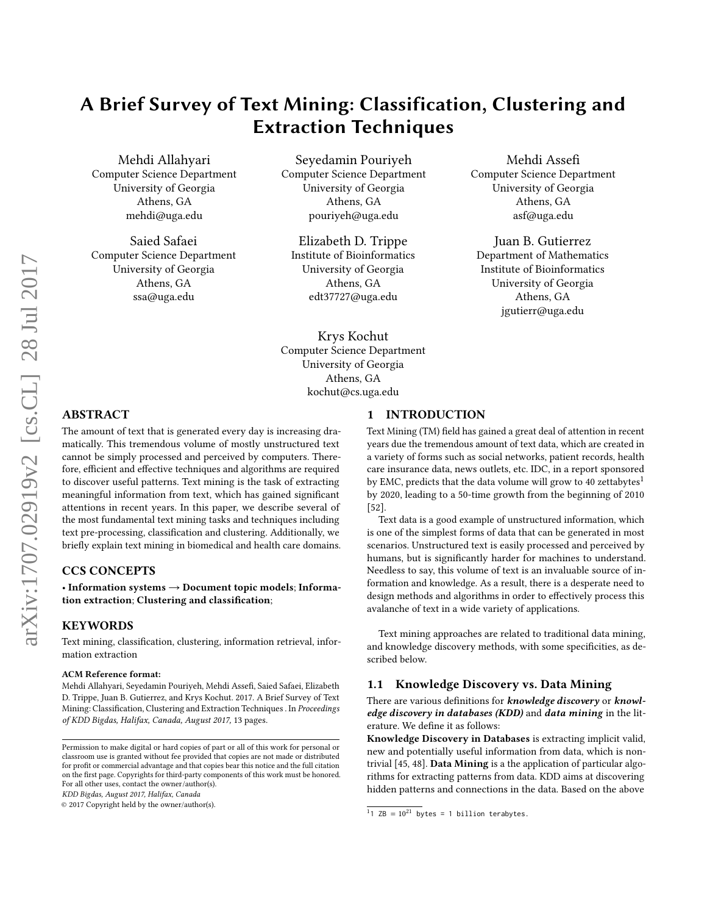# A Brief Survey of Text Mining: Classification, Clustering and Extraction Techniques

Mehdi Allahyari
Computer Science Department
University of Georgia
Athens, GA
mehdi@uga.edu

Seyedamin Pouriyeh
Computer Science Department
University of Georgia
Athens, GA
pouriyeh@uga.edu

Mehdi Assefi
Computer Science Department
University of Georgia
Athens, GA
asf@uga.edu

Saied Safaei
Computer Science Department
University of Georgia
Athens, GA
ssa@uga.edu

Elizabeth D. Trippe
Institute of Bioinformatics
University of Georgia
Athens, GA
edt37727@uga.edu

Juan B. Gutierrez
Department of Mathematics
Institute of Bioinformatics
University of Georgia
Athens, GA
jgutierr@uga.edu

Krys Kochut
Computer Science Department
University of Georgia
Athens, GA
kochut@cs.uga.edu

## ABSTRACT

The amount of text that is generated every day is increasing dramatically. This tremendous volume of mostly unstructured text cannot be simply processed and perceived by computers. Therefore, efficient and effective techniques and algorithms are required to discover useful patterns. Text mining is the task of extracting meaningful information from text, which has gained significant attentions in recent years. In this paper, we describe several of the most fundamental text mining tasks and techniques including text pre-processing, classification and clustering. Additionally, we briefly explain text mining in biomedical and health care domains.

## CCS CONCEPTS

• **Information systems → Document topic models**; **Information extraction**; **Clustering and classification**;

## KEYWORDS

Text mining, classification, clustering, information retrieval, information extraction

**ACM Reference format:**
Mehdi Allahyari, Seyedamin Pouriyeh, Mehdi Assefi, Saied Safaei, Elizabeth D. Trippe, Juan B. Gutierrez, and Krys Kochut. 2017. A Brief Survey of Text Mining: Classification, Clustering and Extraction Techniques . In *Proceedings of KDD Bigdas, Halifax, Canada, August 2017,* 13 pages.

Permission to make digital or hard copies of part or all of this work for personal or classroom use is granted without fee provided that copies are not made or distributed for profit or commercial advantage and that copies bear this notice and the full citation on the first page. Copyrights for third-party components of this work must be honored. For all other uses, contact the owner/author(s).
*KDD Bigdas, August 2017, Halifax, Canada*
© 2017 Copyright held by the owner/author(s).

## 1 INTRODUCTION

Text Mining (TM) field has gained a great deal of attention in recent years due the tremendous amount of text data, which are created in a variety of forms such as social networks, patient records, health care insurance data, news outlets, etc. IDC, in a report sponsored by EMC, predicts that the data volume will grow to 40 zettabytes[1] by 2020, leading to a 50-time growth from the beginning of 2010 [52].

Text data is a good example of unstructured information, which is one of the simplest forms of data that can be generated in most scenarios. Unstructured text is easily processed and perceived by humans, but is significantly harder for machines to understand. Needless to say, this volume of text is an invaluable source of information and knowledge. As a result, there is a desperate need to design methods and algorithms in order to effectively process this avalanche of text in a wide variety of applications.

Text mining approaches are related to traditional data mining, and knowledge discovery methods, with some specificities, as described below.

### 1.1 Knowledge Discovery vs. Data Mining

There are various definitions for ***knowledge discovery*** or ***knowledge discovery in databases (KDD)*** and ***data mining*** in the literature. We define it as follows:

**Knowledge Discovery in Databases** is extracting implicit valid, new and potentially useful information from data, which is non-trivial [45, 48]. **Data Mining** is a the application of particular algorithms for extracting patterns from data. KDD aims at discovering hidden patterns and connections in the data. Based on the above

[1] 1 ZB = $10^{21}$ bytes = 1 billion terabytes.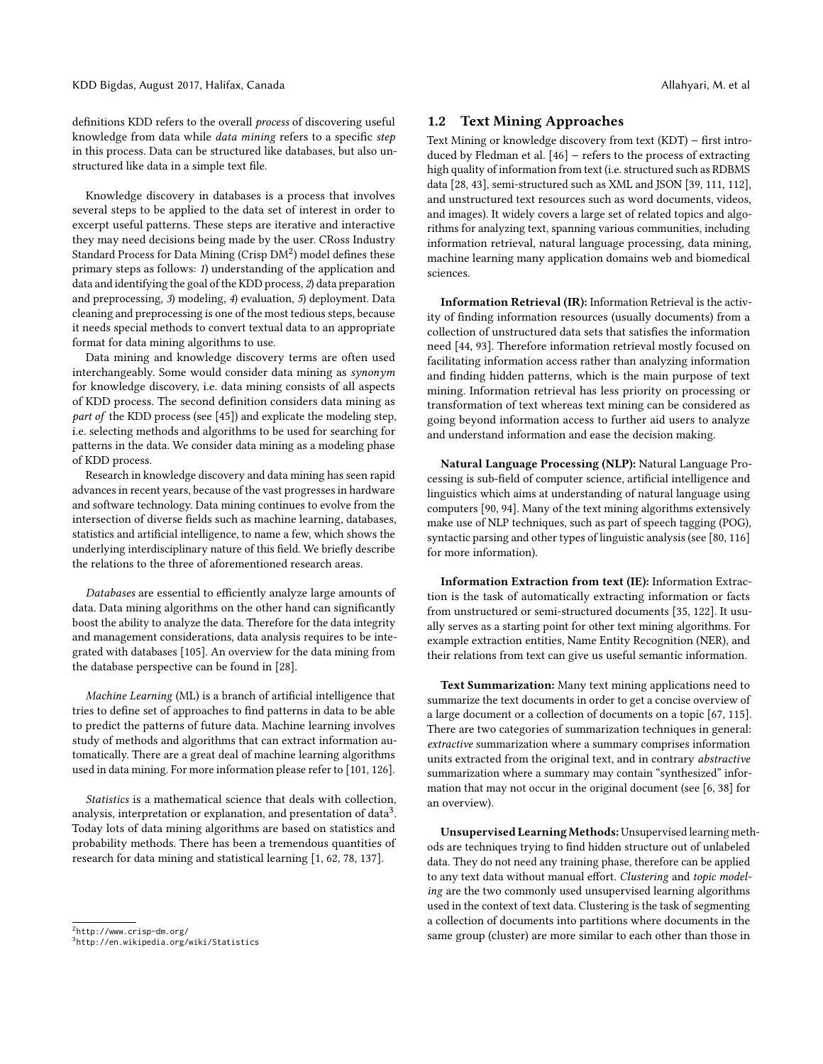definitions KDD refers to the overall *process* of discovering useful knowledge from data while *data mining* refers to a specific *step* in this process. Data can be structured like databases, but also unstructured like data in a simple text file.

Knowledge discovery in databases is a process that involves several steps to be applied to the data set of interest in order to excerpt useful patterns. These steps are iterative and interactive they may need decisions being made by the user. CRoss Industry Standard Process for Data Mining (Crisp DM[2]) model defines these primary steps as follows: *1*) understanding of the application and data and identifying the goal of the KDD process, *2*) data preparation and preprocessing, *3*) modeling, *4*) evaluation, *5*) deployment. Data cleaning and preprocessing is one of the most tedious steps, because it needs special methods to convert textual data to an appropriate format for data mining algorithms to use.

Data mining and knowledge discovery terms are often used interchangeably. Some would consider data mining as *synonym* for knowledge discovery, i.e. data mining consists of all aspects of KDD process. The second definition considers data mining as *part of* the KDD process (see [45]) and explicate the modeling step, i.e. selecting methods and algorithms to be used for searching for patterns in the data. We consider data mining as a modeling phase of KDD process.

Research in knowledge discovery and data mining has seen rapid advances in recent years, because of the vast progresses in hardware and software technology. Data mining continues to evolve from the intersection of diverse fields such as machine learning, databases, statistics and artificial intelligence, to name a few, which shows the underlying interdisciplinary nature of this field. We briefly describe the relations to the three of aforementioned research areas.

*Databases* are essential to efficiently analyze large amounts of data. Data mining algorithms on the other hand can significantly boost the ability to analyze the data. Therefore for the data integrity and management considerations, data analysis requires to be integrated with databases [105]. An overview for the data mining from the database perspective can be found in [28].

*Machine Learning* (ML) is a branch of artificial intelligence that tries to define set of approaches to find patterns in data to be able to predict the patterns of future data. Machine learning involves study of methods and algorithms that can extract information automatically. There are a great deal of machine learning algorithms used in data mining. For more information please refer to [101, 126].

*Statistics* is a mathematical science that deals with collection, analysis, interpretation or explanation, and presentation of data[3]. Today lots of data mining algorithms are based on statistics and probability methods. There has been a tremendous quantities of research for data mining and statistical learning [1, 62, 78, 137].

[2] http://www.crisp-dm.org/
[3] http://en.wikipedia.org/wiki/Statistics

## 1.2 Text Mining Approaches

Text Mining or knowledge discovery from text (KDT) – first introduced by Fledman et al. [46] – refers to the process of extracting high quality of information from text (i.e. structured such as RDBMS data [28, 43], semi-structured such as XML and JSON [39, 111, 112], and unstructured text resources such as word documents, videos, and images). It widely covers a large set of related topics and algorithms for analyzing text, spanning various communities, including information retrieval, natural language processing, data mining, machine learning many application domains web and biomedical sciences.

**Information Retrieval (IR):** Information Retrieval is the activity of finding information resources (usually documents) from a collection of unstructured data sets that satisfies the information need [44, 93]. Therefore information retrieval mostly focused on facilitating information access rather than analyzing information and finding hidden patterns, which is the main purpose of text mining. Information retrieval has less priority on processing or transformation of text whereas text mining can be considered as going beyond information access to further aid users to analyze and understand information and ease the decision making.

**Natural Language Processing (NLP):** Natural Language Processing is sub-field of computer science, artificial intelligence and linguistics which aims at understanding of natural language using computers [90, 94]. Many of the text mining algorithms extensively make use of NLP techniques, such as part of speech tagging (POG), syntactic parsing and other types of linguistic analysis (see [80, 116] for more information).

**Information Extraction from text (IE):** Information Extraction is the task of automatically extracting information or facts from unstructured or semi-structured documents [35, 122]. It usually serves as a starting point for other text mining algorithms. For example extraction entities, Name Entity Recognition (NER), and their relations from text can give us useful semantic information.

**Text Summarization:** Many text mining applications need to summarize the text documents in order to get a concise overview of a large document or a collection of documents on a topic [67, 115]. There are two categories of summarization techniques in general: *extractive* summarization where a summary comprises information units extracted from the original text, and in contrary *abstractive* summarization where a summary may contain "synthesized" information that may not occur in the original document (see [6, 38] for an overview).

**Unsupervised Learning Methods:** Unsupervised learning methods are techniques trying to find hidden structure out of unlabeled data. They do not need any training phase, therefore can be applied to any text data without manual effort. *Clustering* and *topic modeling* are the two commonly used unsupervised learning algorithms used in the context of text data. Clustering is the task of segmenting a collection of documents into partitions where documents in the same group (cluster) are more similar to each other than those in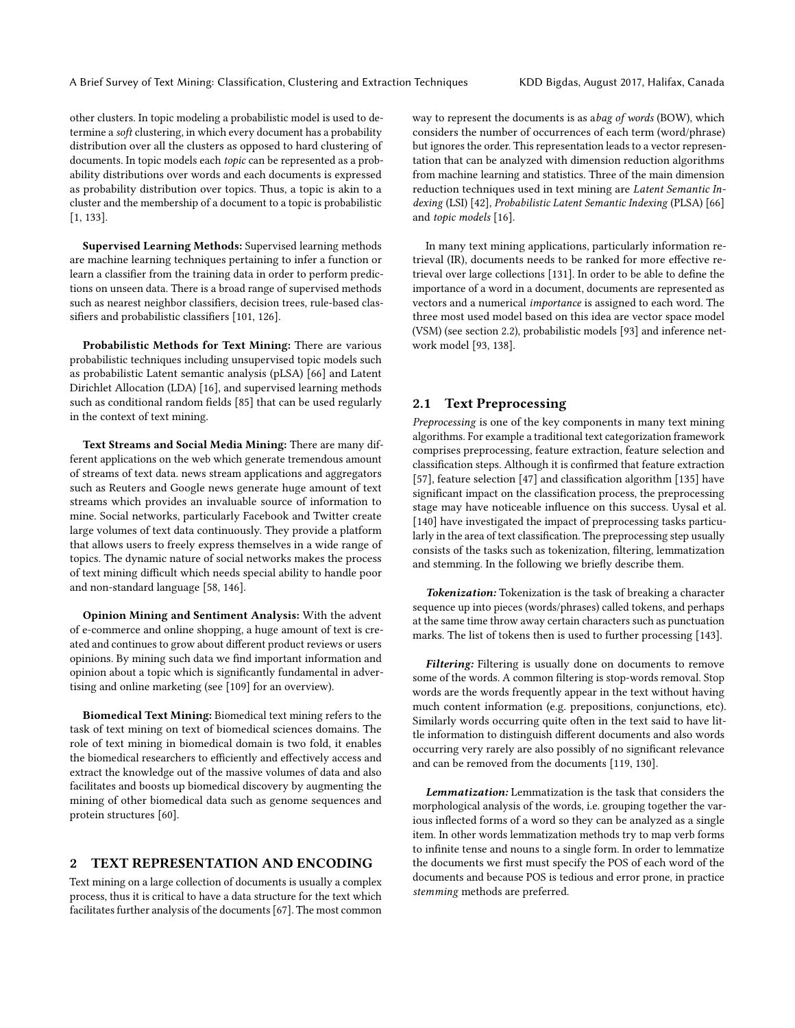other clusters. In topic modeling a probabilistic model is used to determine a *soft* clustering, in which every document has a probability distribution over all the clusters as opposed to hard clustering of documents. In topic models each *topic* can be represented as a probability distributions over words and each documents is expressed as probability distribution over topics. Thus, a topic is akin to a cluster and the membership of a document to a topic is probabilistic [1, 133].

**Supervised Learning Methods:** Supervised learning methods are machine learning techniques pertaining to infer a function or learn a classifier from the training data in order to perform predictions on unseen data. There is a broad range of supervised methods such as nearest neighbor classifiers, decision trees, rule-based classifiers and probabilistic classifiers [101, 126].

**Probabilistic Methods for Text Mining:** There are various probabilistic techniques including unsupervised topic models such as probabilistic Latent semantic analysis (pLSA) [66] and Latent Dirichlet Allocation (LDA) [16], and supervised learning methods such as conditional random fields [85] that can be used regularly in the context of text mining.

**Text Streams and Social Media Mining:** There are many different applications on the web which generate tremendous amount of streams of text data. news stream applications and aggregators such as Reuters and Google news generate huge amount of text streams which provides an invaluable source of information to mine. Social networks, particularly Facebook and Twitter create large volumes of text data continuously. They provide a platform that allows users to freely express themselves in a wide range of topics. The dynamic nature of social networks makes the process of text mining difficult which needs special ability to handle poor and non-standard language [58, 146].

**Opinion Mining and Sentiment Analysis:** With the advent of e-commerce and online shopping, a huge amount of text is created and continues to grow about different product reviews or users opinions. By mining such data we find important information and opinion about a topic which is significantly fundamental in advertising and online marketing (see [109] for an overview).

**Biomedical Text Mining:** Biomedical text mining refers to the task of text mining on text of biomedical sciences domains. The role of text mining in biomedical domain is two fold, it enables the biomedical researchers to efficiently and effectively access and extract the knowledge out of the massive volumes of data and also facilitates and boosts up biomedical discovery by augmenting the mining of other biomedical data such as genome sequences and protein structures [60].

## 2 TEXT REPRESENTATION AND ENCODING

Text mining on a large collection of documents is usually a complex process, thus it is critical to have a data structure for the text which facilitates further analysis of the documents [67]. The most common way to represent the documents is as a*bag of words* (BOW), which considers the number of occurrences of each term (word/phrase) but ignores the order. This representation leads to a vector representation that can be analyzed with dimension reduction algorithms from machine learning and statistics. Three of the main dimension reduction techniques used in text mining are *Latent Semantic Indexing* (LSI) [42], *Probabilistic Latent Semantic Indexing* (PLSA) [66] and *topic models* [16].

In many text mining applications, particularly information retrieval (IR), documents needs to be ranked for more effective retrieval over large collections [131]. In order to be able to define the importance of a word in a document, documents are represented as vectors and a numerical *importance* is assigned to each word. The three most used model based on this idea are vector space model (VSM) (see section 2.2), probabilistic models [93] and inference network model [93, 138].

### 2.1 Text Preprocessing

*Preprocessing* is one of the key components in many text mining algorithms. For example a traditional text categorization framework comprises preprocessing, feature extraction, feature selection and classification steps. Although it is confirmed that feature extraction [57], feature selection [47] and classification algorithm [135] have significant impact on the classification process, the preprocessing stage may have noticeable influence on this success. Uysal et al. [140] have investigated the impact of preprocessing tasks particularly in the area of text classification. The preprocessing step usually consists of the tasks such as tokenization, filtering, lemmatization and stemming. In the following we briefly describe them.

***Tokenization:*** Tokenization is the task of breaking a character sequence up into pieces (words/phrases) called tokens, and perhaps at the same time throw away certain characters such as punctuation marks. The list of tokens then is used to further processing [143].

***Filtering:*** Filtering is usually done on documents to remove some of the words. A common filtering is stop-words removal. Stop words are the words frequently appear in the text without having much content information (e.g. prepositions, conjunctions, etc). Similarly words occurring quite often in the text said to have little information to distinguish different documents and also words occurring very rarely are also possibly of no significant relevance and can be removed from the documents [119, 130].

***Lemmatization:*** Lemmatization is the task that considers the morphological analysis of the words, i.e. grouping together the various inflected forms of a word so they can be analyzed as a single item. In other words lemmatization methods try to map verb forms to infinite tense and nouns to a single form. In order to lemmatize the documents we first must specify the POS of each word of the documents and because POS is tedious and error prone, in practice *stemming* methods are preferred.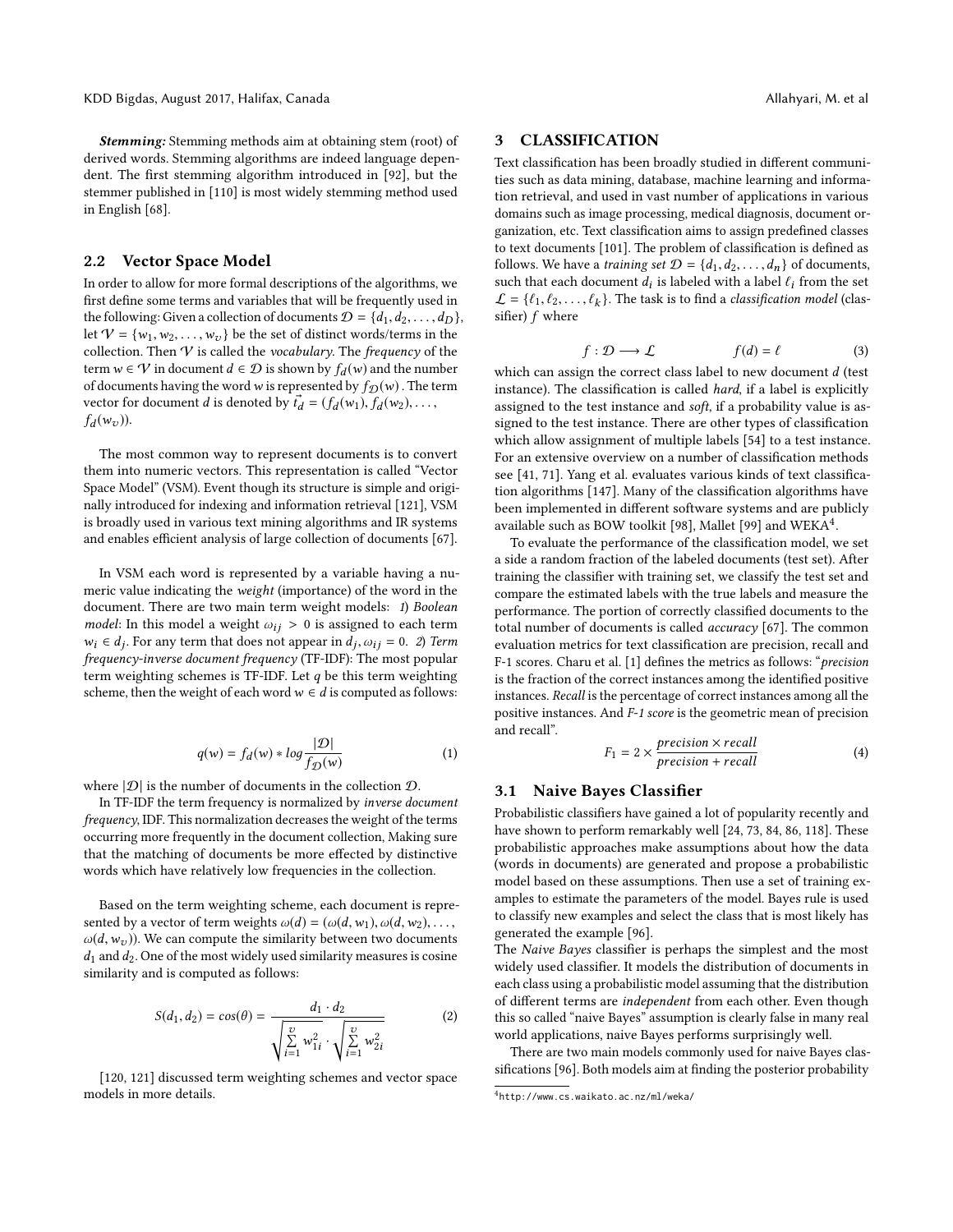***Stemming:*** Stemming methods aim at obtaining stem (root) of derived words. Stemming algorithms are indeed language dependent. The first stemming algorithm introduced in [92], but the stemmer published in [110] is most widely stemming method used in English [68].

## 2.2 Vector Space Model

In order to allow for more formal descriptions of the algorithms, we first define some terms and variables that will be frequently used in the following: Given a collection of documents $\mathcal{D} = \{d_1, d_2, \ldots, d_D\}$, let $\mathcal{V} = \{w_1, w_2, \ldots, w_v\}$ be the set of distinct words/terms in the collection. Then $\mathcal{V}$ is called the *vocabulary*. The *frequency* of the term $w \in \mathcal{V}$ in document $d \in \mathcal{D}$ is shown by $f_d(w)$ and the number of documents having the word $w$ is represented by $f_{\mathcal{D}}(w)$ . The term vector for document $d$ is denoted by $\vec{t_d} = (f_d(w_1), f_d(w_2), \ldots, f_d(w_v))$.

The most common way to represent documents is to convert them into numeric vectors. This representation is called "Vector Space Model" (VSM). Event though its structure is simple and originally introduced for indexing and information retrieval [121], VSM is broadly used in various text mining algorithms and IR systems and enables efficient analysis of large collection of documents [67].

In VSM each word is represented by a variable having a numeric value indicating the *weight* (importance) of the word in the document. There are two main term weight models: *1) Boolean model*: In this model a weight $\omega_{ij} > 0$ is assigned to each term $w_i \in d_j$. For any term that does not appear in $d_j$, $\omega_{ij} = 0$. *2) Term frequency-inverse document frequency* (TF-IDF): The most popular term weighting schemes is TF-IDF. Let $q$ be this term weighting scheme, then the weight of each word $w \in d$ is computed as follows:

$$q(w) = f_d(w) * log \frac{|\mathcal{D}|}{f_{\mathcal{D}}(w)} \tag{1}$$

where $|\mathcal{D}|$ is the number of documents in the collection $\mathcal{D}$.

In TF-IDF the term frequency is normalized by *inverse document frequency*, IDF. This normalization decreases the weight of the terms occurring more frequently in the document collection, Making sure that the matching of documents be more effected by distinctive words which have relatively low frequencies in the collection.

Based on the term weighting scheme, each document is represented by a vector of term weights $\omega(d) = (\omega(d, w_1), \omega(d, w_2), \ldots, \omega(d, w_v))$. We can compute the similarity between two documents $d_1$ and $d_2$. One of the most widely used similarity measures is cosine similarity and is computed as follows:

$$S(d_1, d_2) = cos(\theta) = \frac{d_1 \cdot d_2}{\sqrt{\sum_{i=1}^{v} w_{1i}^2} \cdot \sqrt{\sum_{i=1}^{v} w_{2i}^2}} \tag{2}$$

[120, 121] discussed term weighting schemes and vector space models in more details.

# 3 CLASSIFICATION

Text classification has been broadly studied in different communities such as data mining, database, machine learning and information retrieval, and used in vast number of applications in various domains such as image processing, medical diagnosis, document organization, etc. Text classification aims to assign predefined classes to text documents [101]. The problem of classification is defined as follows. We have a *training set* $\mathcal{D} = \{d_1, d_2, \ldots, d_n\}$ of documents, such that each document $d_i$ is labeled with a label $\ell_i$ from the set $\mathcal{L} = \{\ell_1, \ell_2, \ldots, \ell_k\}$. The task is to find a *classification model* (classifier) $f$ where

$$f : \mathcal{D} \longrightarrow \mathcal{L} \qquad\qquad f(d) = \ell \tag{3}$$

which can assign the correct class label to new document $d$ (test instance). The classification is called *hard*, if a label is explicitly assigned to the test instance and *soft*, if a probability value is assigned to the test instance. There are other types of classification which allow assignment of multiple labels [54] to a test instance. For an extensive overview on a number of classification methods see [41, 71]. Yang et al. evaluates various kinds of text classification algorithms [147]. Many of the classification algorithms have been implemented in different software systems and are publicly available such as BOW toolkit [98], Mallet [99] and WEKA[4].

To evaluate the performance of the classification model, we set a side a random fraction of the labeled documents (test set). After training the classifier with training set, we classify the test set and compare the estimated labels with the true labels and measure the performance. The portion of correctly classified documents to the total number of documents is called *accuracy* [67]. The common evaluation metrics for text classification are precision, recall and F-1 scores. Charu et al. [1] defines the metrics as follows: "*precision* is the fraction of the correct instances among the identified positive instances. *Recall* is the percentage of correct instances among all the positive instances. And *F-1 score* is the geometric mean of precision and recall".

$$F_1 = 2 \times \frac{precision \times recall}{precision + recall} \tag{4}$$

## 3.1 Naive Bayes Classifier

Probabilistic classifiers have gained a lot of popularity recently and have shown to perform remarkably well [24, 73, 84, 86, 118]. These probabilistic approaches make assumptions about how the data (words in documents) are generated and propose a probabilistic model based on these assumptions. Then use a set of training examples to estimate the parameters of the model. Bayes rule is used to classify new examples and select the class that is most likely has generated the example [96].

The *Naive Bayes* classifier is perhaps the simplest and the most widely used classifier. It models the distribution of documents in each class using a probabilistic model assuming that the distribution of different terms are *independent* from each other. Even though this so called "naive Bayes" assumption is clearly false in many real world applications, naive Bayes performs surprisingly well.

There are two main models commonly used for naive Bayes classifications [96]. Both models aim at finding the posterior probability

[4] http://www.cs.waikato.ac.nz/ml/weka/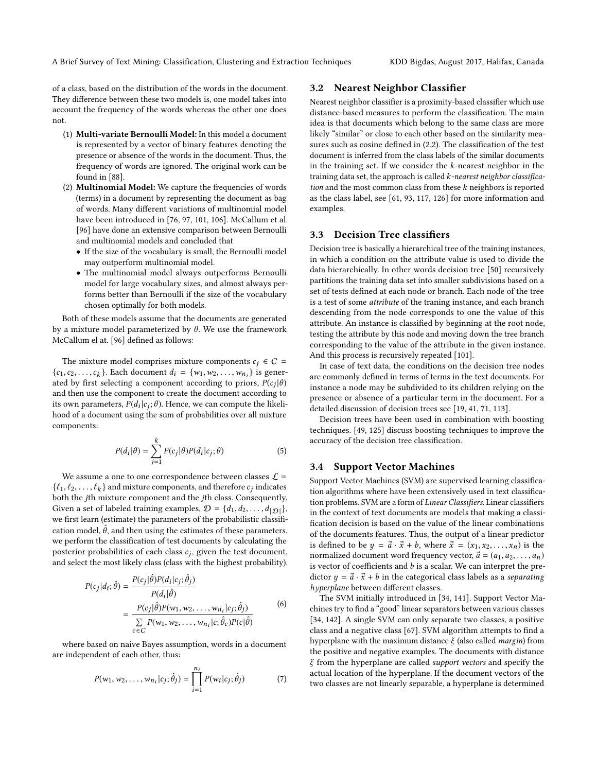of a class, based on the distribution of the words in the document. They difference between these two models is, one model takes into account the frequency of the words whereas the other one does not.

1. **Multi-variate Bernoulli Model:** In this model a document is represented by a vector of binary features denoting the presence or absence of the words in the document. Thus, the frequency of words are ignored. The original work can be found in [88].
2. **Multinomial Model:** We capture the frequencies of words (terms) in a document by representing the document as bag of words. Many different variations of multinomial model have been introduced in [76, 97, 101, 106]. McCallum et al. [96] have done an extensive comparison between Bernoulli and multinomial models and concluded that
   - If the size of the vocabulary is small, the Bernoulli model may outperform multinomial model.
   - The multinomial model always outperforms Bernoulli model for large vocabulary sizes, and almost always performs better than Bernoulli if the size of the vocabulary chosen optimally for both models.

Both of these models assume that the documents are generated by a mixture model parameterized by $\theta$. We use the framework McCallum el at. [96] defined as follows:

The mixture model comprises mixture components $c_j \in C = \{c_1, c_2, \ldots, c_k\}$. Each document $d_i = \{w_1, w_2, \ldots, w_{n_i}\}$ is generated by first selecting a component according to priors, $P(c_j|\theta)$ and then use the component to create the document according to its own parameters, $P(d_i|c_j;\theta)$. Hence, we can compute the likelihood of a document using the sum of probabilities over all mixture components:

$$P(d_i|\theta) = \sum_{j=1}^{k} P(c_j|\theta)P(d_i|c_j;\theta) \tag{5}$$

We assume a one to one correspondence between classes $\mathcal{L} = \{\ell_1, \ell_2, \ldots, \ell_k\}$ and mixture components, and therefore $c_j$ indicates both the $j$th mixture component and the $j$th class. Consequently, Given a set of labeled training examples, $\mathcal{D} = \{d_1, d_2, \ldots, d_{|\mathcal{D}|}\}$, we first learn (estimate) the parameters of the probabilistic classification model, $\hat{\theta}$, and then using the estimates of these parameters, we perform the classification of test documents by calculating the posterior probabilities of each class $c_j$, given the test document, and select the most likely class (class with the highest probability).

$$\begin{aligned} P(c_j|d_i;\hat{\theta}) &= \frac{P(c_j|\hat{\theta})P(d_i|c_j;\hat{\theta}_j)}{P(d_i|\hat{\theta})} \\ &= \frac{P(c_j|\hat{\theta})P(w_1, w_2, \ldots, w_{n_i}|c_j;\hat{\theta}_j)}{\sum_{c \in C} P(w_1, w_2, \ldots, w_{n_i}|c;\hat{\theta}_c)P(c|\hat{\theta})} \end{aligned} \tag{6}$$

where based on naive Bayes assumption, words in a document are independent of each other, thus:

$$P(w_1, w_2, \ldots, w_{n_i}|c_j;\hat{\theta}_j) = \prod_{i=1}^{n_i} P(w_i|c_j;\hat{\theta}_j) \tag{7}$$

## 3.2 Nearest Neighbor Classifier

Nearest neighbor classifier is a proximity-based classifier which use distance-based measures to perform the classification. The main idea is that documents which belong to the same class are more likely "similar" or close to each other based on the similarity measures such as cosine defined in (2.2). The classification of the test document is inferred from the class labels of the similar documents in the training set. If we consider the $k$-nearest neighbor in the training data set, the approach is called *$k$-nearest neighbor classification* and the most common class from these $k$ neighbors is reported as the class label, see [61, 93, 117, 126] for more information and examples.

## 3.3 Decision Tree classifiers

Decision tree is basically a hierarchical tree of the training instances, in which a condition on the attribute value is used to divide the data hierarchically. In other words decision tree [50] recursively partitions the training data set into smaller subdivisions based on a set of tests defined at each node or branch. Each node of the tree is a test of some *attribute* of the traning instance, and each branch descending from the node corresponds to one the value of this attribute. An instance is classified by beginning at the root node, testing the attribute by this node and moving down the tree branch corresponding to the value of the attribute in the given instance. And this process is recursively repeated [101].

In case of text data, the conditions on the decision tree nodes are commonly defined in terms of terms in the text documents. For instance a node may be subdivided to its children relying on the presence or absence of a particular term in the document. For a detailed discussion of decision trees see [19, 41, 71, 113].

Decision trees have been used in combination with boosting techniques. [49, 125] discuss boosting techniques to improve the accuracy of the decision tree classification.

## 3.4 Support Vector Machines

Support Vector Machines (SVM) are supervised learning classification algorithms where have been extensively used in text classification problems. SVM are a form of *Linear Classifiers*. Linear classifiers in the context of text documents are models that making a classification decision is based on the value of the linear combinations of the documents features. Thus, the output of a linear predictor is defined to be $y = \vec{a} \cdot \vec{x} + b$, where $\vec{x} = (x_1, x_2, \ldots, x_n)$ is the normalized document word frequency vector, $\vec{a} = (a_1, a_2, \ldots, a_n)$ is vector of coefficients and $b$ is a scalar. We can interpret the predictor $y = \vec{a} \cdot \vec{x} + b$ in the categorical class labels as a *separating hyperplane* between different classes.

The SVM initially introduced in [34, 141]. Support Vector Machines try to find a "good" linear separators between various classes [34, 142]. A single SVM can only separate two classes, a positive class and a negative class [67]. SVM algorithm attempts to find a hyperplane with the maximum distance $\xi$ (also called *margin*) from the positive and negative examples. The documents with distance $\xi$ from the hyperplane are called *support vectors* and specify the actual location of the hyperplane. If the document vectors of the two classes are not linearly separable, a hyperplane is determined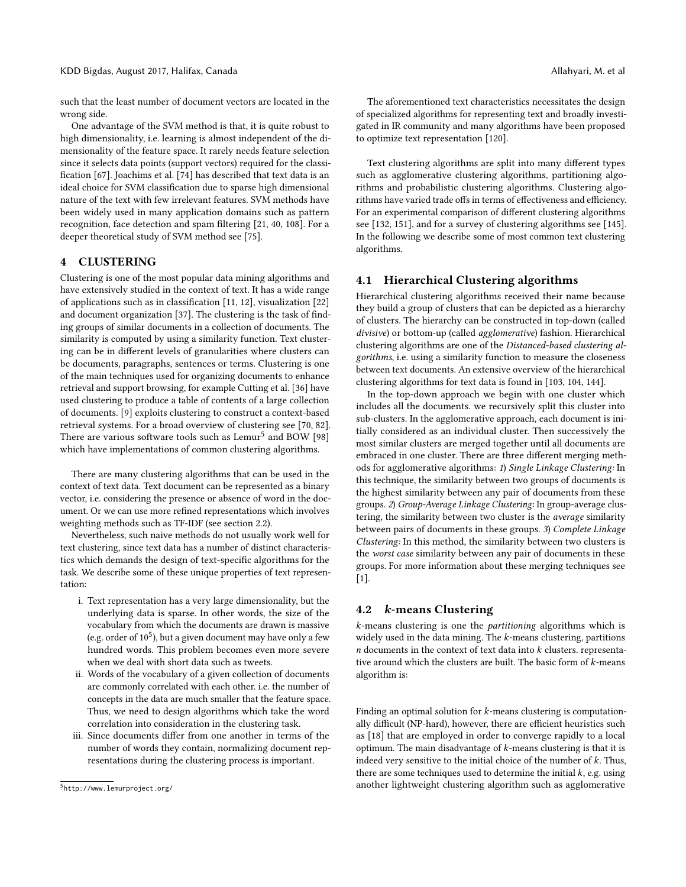such that the least number of document vectors are located in the wrong side.

One advantage of the SVM method is that, it is quite robust to high dimensionality, i.e. learning is almost independent of the dimensionality of the feature space. It rarely needs feature selection since it selects data points (support vectors) required for the classification [67]. Joachims et al. [74] has described that text data is an ideal choice for SVM classification due to sparse high dimensional nature of the text with few irrelevant features. SVM methods have been widely used in many application domains such as pattern recognition, face detection and spam filtering [21, 40, 108]. For a deeper theoretical study of SVM method see [75].

# 4 CLUSTERING

Clustering is one of the most popular data mining algorithms and have extensively studied in the context of text. It has a wide range of applications such as in classification [11, 12], visualization [22] and document organization [37]. The clustering is the task of finding groups of similar documents in a collection of documents. The similarity is computed by using a similarity function. Text clustering can be in different levels of granularities where clusters can be documents, paragraphs, sentences or terms. Clustering is one of the main techniques used for organizing documents to enhance retrieval and support browsing, for example Cutting et al. [36] have used clustering to produce a table of contents of a large collection of documents. [9] exploits clustering to construct a context-based retrieval systems. For a broad overview of clustering see [70, 82]. There are various software tools such as Lemur[5] and BOW [98] which have implementations of common clustering algorithms.

There are many clustering algorithms that can be used in the context of text data. Text document can be represented as a binary vector, i.e. considering the presence or absence of word in the document. Or we can use more refined representations which involves weighting methods such as TF-IDF (see section 2.2).

Nevertheless, such naive methods do not usually work well for text clustering, since text data has a number of distinct characteristics which demands the design of text-specific algorithms for the task. We describe some of these unique properties of text representation:

i. Text representation has a very large dimensionality, but the underlying data is sparse. In other words, the size of the vocabulary from which the documents are drawn is massive (e.g. order of $10^5$), but a given document may have only a few hundred words. This problem becomes even more severe when we deal with short data such as tweets.
ii. Words of the vocabulary of a given collection of documents are commonly correlated with each other. i.e. the number of concepts in the data are much smaller that the feature space. Thus, we need to design algorithms which take the word correlation into consideration in the clustering task.
iii. Since documents differ from one another in terms of the number of words they contain, normalizing document representations during the clustering process is important.

[5] http://www.lemurproject.org/

The aforementioned text characteristics necessitates the design of specialized algorithms for representing text and broadly investigated in IR community and many algorithms have been proposed to optimize text representation [120].

Text clustering algorithms are split into many different types such as agglomerative clustering algorithms, partitioning algorithms and probabilistic clustering algorithms. Clustering algorithms have varied trade offs in terms of effectiveness and efficiency. For an experimental comparison of different clustering algorithms see [132, 151], and for a survey of clustering algorithms see [145]. In the following we describe some of most common text clustering algorithms.

## 4.1 Hierarchical Clustering algorithms

Hierarchical clustering algorithms received their name because they build a group of clusters that can be depicted as a hierarchy of clusters. The hierarchy can be constructed in top-down (called *divisive*) or bottom-up (called *agglomerative*) fashion. Hierarchical clustering algorithms are one of the *Distanced-based clustering algorithms*, i.e. using a similarity function to measure the closeness between text documents. An extensive overview of the hierarchical clustering algorithms for text data is found in [103, 104, 144].

In the top-down approach we begin with one cluster which includes all the documents. we recursively split this cluster into sub-clusters. In the agglomerative approach, each document is initially considered as an individual cluster. Then successively the most similar clusters are merged together until all documents are embraced in one cluster. There are three different merging methods for agglomerative algorithms: *1) Single Linkage Clustering:* In this technique, the similarity between two groups of documents is the highest similarity between any pair of documents from these groups. *2) Group-Average Linkage Clustering:* In group-average clustering, the similarity between two cluster is the *average* similarity between pairs of documents in these groups. *3) Complete Linkage Clustering:* In this method, the similarity between two clusters is the *worst case* similarity between any pair of documents in these groups. For more information about these merging techniques see [1].

## 4.2 $k$-means Clustering

$k$-means clustering is one the *partitioning* algorithms which is widely used in the data mining. The $k$-means clustering, partitions $n$ documents in the context of text data into $k$ clusters. representative around which the clusters are built. The basic form of $k$-means algorithm is:

Finding an optimal solution for $k$-means clustering is computationally difficult (NP-hard), however, there are efficient heuristics such as [18] that are employed in order to converge rapidly to a local optimum. The main disadvantage of $k$-means clustering is that it is indeed very sensitive to the initial choice of the number of $k$. Thus, there are some techniques used to determine the initial $k$, e.g. using another lightweight clustering algorithm such as agglomerative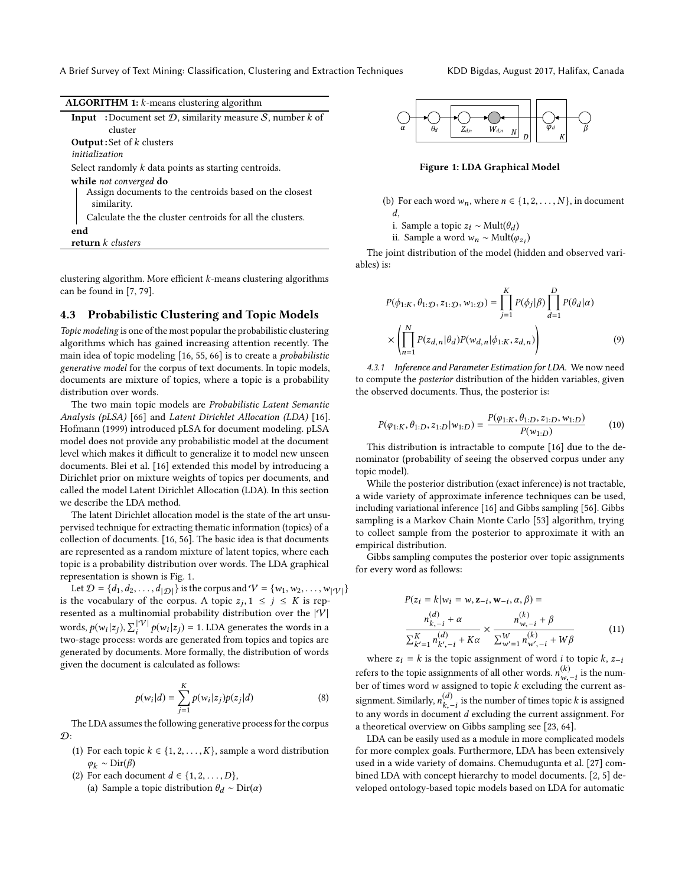**ALGORITHM 1:** $k$-means clustering algorithm

**Input** : Document set $\mathcal{D}$, similarity measure $\mathcal{S}$, number $k$ of cluster
**Output**: Set of $k$ clusters
*initialization*
Select randomly $k$ data points as starting centroids.
**while** *not converged* **do**
  Assign documents to the centroids based on the closest similarity.
  Calculate the the cluster centroids for all the clusters.
**end**
**return** *k clusters*

clustering algorithm. More efficient $k$-means clustering algorithms can be found in [7, 79].

## 4.3 Probabilistic Clustering and Topic Models

*Topic modeling* is one of the most popular the probabilistic clustering algorithms which has gained increasing attention recently. The main idea of topic modeling [16, 55, 66] is to create a *probabilistic generative model* for the corpus of text documents. In topic models, documents are mixture of topics, where a topic is a probability distribution over words.

The two main topic models are *Probabilistic Latent Semantic Analysis (pLSA)* [66] and *Latent Dirichlet Allocation (LDA)* [16]. Hofmann (1999) introduced pLSA for document modeling. pLSA model does not provide any probabilistic model at the document level which makes it difficult to generalize it to model new unseen documents. Blei et al. [16] extended this model by introducing a Dirichlet prior on mixture weights of topics per documents, and called the model Latent Dirichlet Allocation (LDA). In this section we describe the LDA method.

The latent Dirichlet allocation model is the state of the art unsupervised technique for extracting thematic information (topics) of a collection of documents. [16, 56]. The basic idea is that documents are represented as a random mixture of latent topics, where each topic is a probability distribution over words. The LDA graphical representation is shown is Fig. 1.

Let $\mathcal{D} = \{d_1, d_2, \ldots, d_{|\mathcal{D}|}\}$ is the corpus and $\mathcal{V} = \{w_1, w_2, \ldots, w_{|\mathcal{V}|}\}$ is the vocabulary of the corpus. A topic $z_j, 1 \leq j \leq K$ is represented as a multinomial probability distribution over the $|\mathcal{V}|$ words, $p(w_i|z_j), \sum_i^{|\mathcal{V}|} p(w_i|z_j) = 1$. LDA generates the words in a two-stage process: words are generated from topics and topics are generated by documents. More formally, the distribution of words given the document is calculated as follows:

$$p(w_i|d) = \sum_{j=1}^{K} p(w_i|z_j)p(z_j|d) \tag{8}$$

The LDA assumes the following generative process for the corpus $\mathcal{D}$:

(1) For each topic $k \in \{1, 2, \ldots, K\}$, sample a word distribution $\varphi_k \sim \text{Dir}(\beta)$
(2) For each document $d \in \{1, 2, \ldots, D\}$,
  (a) Sample a topic distribution $\theta_d \sim \text{Dir}(\alpha)$
  (b) For each word $w_n$, where $n \in \{1, 2, \ldots, N\}$, in document $d$,
    i. Sample a topic $z_i \sim \text{Mult}(\theta_d)$
    ii. Sample a word $w_n \sim \text{Mult}(\varphi_{z_i})$

**Figure 1: LDA Graphical Model**

The joint distribution of the model (hidden and observed variables) is:

$$P(\phi_{1:K}, \theta_{1:\mathcal{D}}, z_{1:\mathcal{D}}, w_{1:\mathcal{D}}) = \prod_{j=1}^{K} P(\phi_j|\beta) \prod_{d=1}^{D} P(\theta_d|\alpha) \times \left( \prod_{n=1}^{N} P(z_{d,n}|\theta_d) P(w_{d,n}|\phi_{1:K}, z_{d,n}) \right) \tag{9}$$

*4.3.1 Inference and Parameter Estimation for LDA.* We now need to compute the *posterior* distribution of the hidden variables, given the observed documents. Thus, the posterior is:

$$P(\varphi_{1:K}, \theta_{1:D}, z_{1:D}|w_{1:D}) = \frac{P(\varphi_{1:K}, \theta_{1:D}, z_{1:D}, w_{1:D})}{P(w_{1:D})} \tag{10}$$

This distribution is intractable to compute [16] due to the denominator (probability of seeing the observed corpus under any topic model).

While the posterior distribution (exact inference) is not tractable, a wide variety of approximate inference techniques can be used, including variational inference [16] and Gibbs sampling [56]. Gibbs sampling is a Markov Chain Monte Carlo [53] algorithm, trying to collect sample from the posterior to approximate it with an empirical distribution.

Gibbs sampling computes the posterior over topic assignments for every word as follows:

$$P(z_i = k|w_i = w, \mathbf{z}_{-i}, \mathbf{w}_{-i}, \alpha, \beta) = \frac{n_{k,-i}^{(d)} + \alpha}{\sum_{k'=1}^{K} n_{k',-i}^{(d)} + K\alpha} \times \frac{n_{w,-i}^{(k)} + \beta}{\sum_{w'=1}^{W} n_{w',-i}^{(k)} + W\beta} \tag{11}$$

where $z_i = k$ is the topic assignment of word $i$ to topic $k$, $z_{-i}$ refers to the topic assignments of all other words. $n_{w,-i}^{(k)}$ is the number of times word $w$ assigned to topic $k$ excluding the current assignment. Similarly, $n_{k,-i}^{(d)}$ is the number of times topic $k$ is assigned to any words in document $d$ excluding the current assignment. For a theoretical overview on Gibbs sampling see [23, 64].

LDA can be easily used as a module in more complicated models for more complex goals. Furthermore, LDA has been extensively used in a wide variety of domains. Chemudugunta et al. [27] combined LDA with concept hierarchy to model documents. [2, 5] developed ontology-based topic models based on LDA for automatic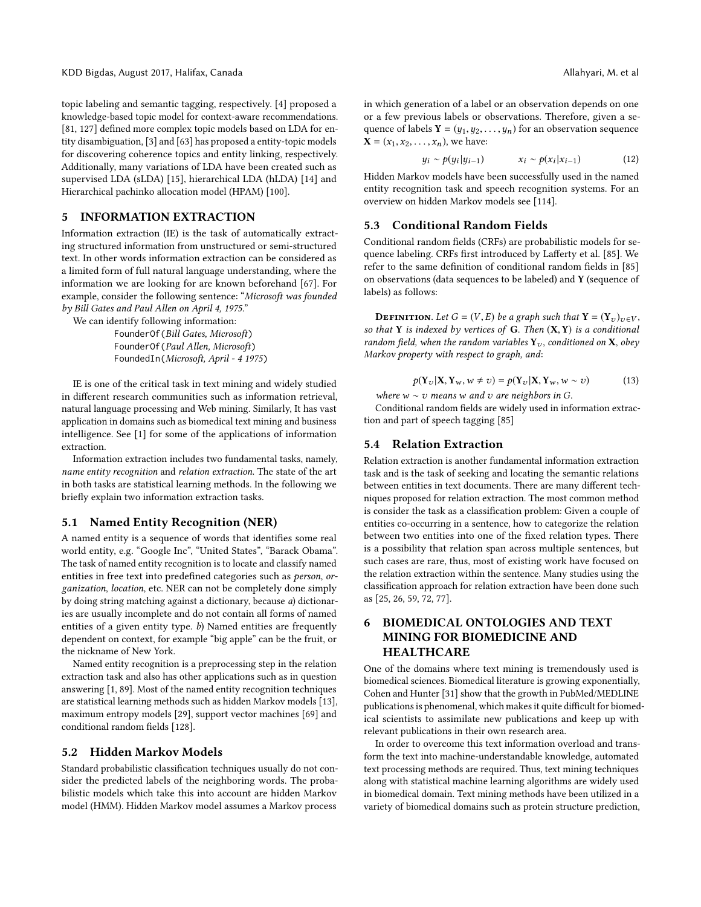topic labeling and semantic tagging, respectively. [4] proposed a knowledge-based topic model for context-aware recommendations. [81, 127] defined more complex topic models based on LDA for entity disambiguation, [3] and [63] has proposed a entity-topic models for discovering coherence topics and entity linking, respectively. Additionally, many variations of LDA have been created such as supervised LDA (sLDA) [15], hierarchical LDA (hLDA) [14] and Hierarchical pachinko allocation model (HPAM) [100].

## 5 INFORMATION EXTRACTION

Information extraction (IE) is the task of automatically extracting structured information from unstructured or semi-structured text. In other words information extraction can be considered as a limited form of full natural language understanding, where the information we are looking for are known beforehand [67]. For example, consider the following sentence: "*Microsoft was founded by Bill Gates and Paul Allen on April 4, 1975.*"

We can identify following information:

FounderOf(*Bill Gates, Microsoft*)
FounderOf(*Paul Allen, Microsoft*)
FoundedIn(*Microsoft, April - 4 1975*)

IE is one of the critical task in text mining and widely studied in different research communities such as information retrieval, natural language processing and Web mining. Similarly, It has vast application in domains such as biomedical text mining and business intelligence. See [1] for some of the applications of information extraction.

Information extraction includes two fundamental tasks, namely, *name entity recognition* and *relation extraction*. The state of the art in both tasks are statistical learning methods. In the following we briefly explain two information extraction tasks.

### 5.1 Named Entity Recognition (NER)

A named entity is a sequence of words that identifies some real world entity, e.g. "Google Inc", "United States", "Barack Obama". The task of named entity recognition is to locate and classify named entities in free text into predefined categories such as *person*, *organization*, *location*, etc. NER can not be completely done simply by doing string matching against a dictionary, because *a*) dictionaries are usually incomplete and do not contain all forms of named entities of a given entity type. *b*) Named entities are frequently dependent on context, for example "big apple" can be the fruit, or the nickname of New York.

Named entity recognition is a preprocessing step in the relation extraction task and also has other applications such as in question answering [1, 89]. Most of the named entity recognition techniques are statistical learning methods such as hidden Markov models [13], maximum entropy models [29], support vector machines [69] and conditional random fields [128].

### 5.2 Hidden Markov Models

Standard probabilistic classification techniques usually do not consider the predicted labels of the neighboring words. The probabilistic models which take this into account are hidden Markov model (HMM). Hidden Markov model assumes a Markov process in which generation of a label or an observation depends on one or a few previous labels or observations. Therefore, given a sequence of labels $\mathbf{Y} = (y_1, y_2, \ldots, y_n)$ for an observation sequence $\mathbf{X} = (x_1, x_2, \ldots, x_n)$, we have:

$$y_i \sim p(y_i|y_{i-1}) \qquad x_i \sim p(x_i|x_{i-1}) \tag{12}$$

Hidden Markov models have been successfully used in the named entity recognition task and speech recognition systems. For an overview on hidden Markov models see [114].

### 5.3 Conditional Random Fields

Conditional random fields (CRFs) are probabilistic models for sequence labeling. CRFs first introduced by Lafferty et al. [85]. We refer to the same definition of conditional random fields in [85] on observations (data sequences to be labeled) and **Y** (sequence of labels) as follows:

**Definition**. *Let $G = (V, E)$ be a graph such that $\mathbf{Y} = (\mathbf{Y}_v)_{v \in V}$, so that* **Y** *is indexed by vertices of* **G**. *Then* $(\mathbf{X}, \mathbf{Y})$ *is a conditional random field, when the random variables $\mathbf{Y}_v$, conditioned on* **X**, *obey Markov property with respect to graph, and*:

$$p(\mathbf{Y}_v|\mathbf{X}, \mathbf{Y}_w, w \neq v) = p(\mathbf{Y}_v|\mathbf{X}, \mathbf{Y}_w, w \sim v) \tag{13}$$

*where $w \sim v$ means $w$ and $v$ are neighbors in $G$.*

Conditional random fields are widely used in information extraction and part of speech tagging [85]

### 5.4 Relation Extraction

Relation extraction is another fundamental information extraction task and is the task of seeking and locating the semantic relations between entities in text documents. There are many different techniques proposed for relation extraction. The most common method is consider the task as a classification problem: Given a couple of entities co-occurring in a sentence, how to categorize the relation between two entities into one of the fixed relation types. There is a possibility that relation span across multiple sentences, but such cases are rare, thus, most of existing work have focused on the relation extraction within the sentence. Many studies using the classification approach for relation extraction have been done such as [25, 26, 59, 72, 77].

## 6 BIOMEDICAL ONTOLOGIES AND TEXT MINING FOR BIOMEDICINE AND HEALTHCARE

One of the domains where text mining is tremendously used is biomedical sciences. Biomedical literature is growing exponentially, Cohen and Hunter [31] show that the growth in PubMed/MEDLINE publications is phenomenal, which makes it quite difficult for biomedical scientists to assimilate new publications and keep up with relevant publications in their own research area.

In order to overcome this text information overload and transform the text into machine-understandable knowledge, automated text processing methods are required. Thus, text mining techniques along with statistical machine learning algorithms are widely used in biomedical domain. Text mining methods have been utilized in a variety of biomedical domains such as protein structure prediction,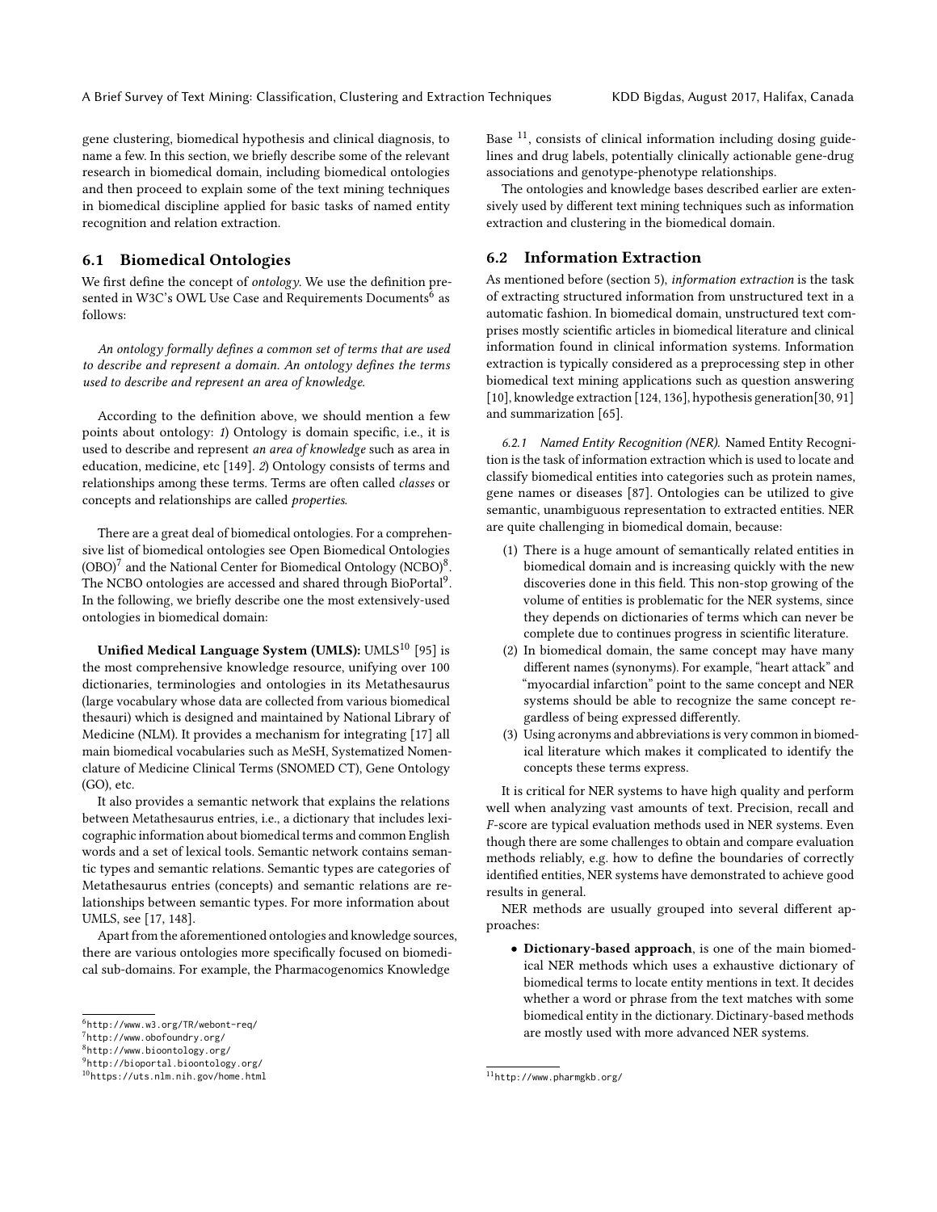gene clustering, biomedical hypothesis and clinical diagnosis, to name a few. In this section, we briefly describe some of the relevant research in biomedical domain, including biomedical ontologies and then proceed to explain some of the text mining techniques in biomedical discipline applied for basic tasks of named entity recognition and relation extraction.

### 6.1 Biomedical Ontologies

We first define the concept of *ontology*. We use the definition presented in W3C's OWL Use Case and Requirements Documents[6] as follows:

*An ontology formally defines a common set of terms that are used to describe and represent a domain. An ontology defines the terms used to describe and represent an area of knowledge.*

According to the definition above, we should mention a few points about ontology: *1*) Ontology is domain specific, i.e., it is used to describe and represent *an area of knowledge* such as area in education, medicine, etc [149]. *2*) Ontology consists of terms and relationships among these terms. Terms are often called *classes* or concepts and relationships are called *properties*.

There are a great deal of biomedical ontologies. For a comprehensive list of biomedical ontologies see Open Biomedical Ontologies (OBO)[7] and the National Center for Biomedical Ontology (NCBO)[8]. The NCBO ontologies are accessed and shared through BioPortal[9]. In the following, we briefly describe one the most extensively-used ontologies in biomedical domain:

**Unified Medical Language System (UMLS):** UMLS[10] [95] is the most comprehensive knowledge resource, unifying over 100 dictionaries, terminologies and ontologies in its Metathesaurus (large vocabulary whose data are collected from various biomedical thesauri) which is designed and maintained by National Library of Medicine (NLM). It provides a mechanism for integrating [17] all main biomedical vocabularies such as MeSH, Systematized Nomenclature of Medicine Clinical Terms (SNOMED CT), Gene Ontology (GO), etc.

It also provides a semantic network that explains the relations between Metathesaurus entries, i.e., a dictionary that includes lexicographic information about biomedical terms and common English words and a set of lexical tools. Semantic network contains semantic types and semantic relations. Semantic types are categories of Metathesaurus entries (concepts) and semantic relations are relationships between semantic types. For more information about UMLS, see [17, 148].

Apart from the aforementioned ontologies and knowledge sources, there are various ontologies more specifically focused on biomedical sub-domains. For example, the Pharmacogenomics Knowledge Base [11], consists of clinical information including dosing guidelines and drug labels, potentially clinically actionable gene-drug associations and genotype-phenotype relationships.

The ontologies and knowledge bases described earlier are extensively used by different text mining techniques such as information extraction and clustering in the biomedical domain.

[6] http://www.w3.org/TR/webont-req/
[7] http://www.obofoundry.org/
[8] http://www.bioontology.org/
[9] http://bioportal.bioontology.org/
[10] https://uts.nlm.nih.gov/home.html

### 6.2 Information Extraction

As mentioned before (section 5), *information extraction* is the task of extracting structured information from unstructured text in a automatic fashion. In biomedical domain, unstructured text comprises mostly scientific articles in biomedical literature and clinical information found in clinical information systems. Information extraction is typically considered as a preprocessing step in other biomedical text mining applications such as question answering [10], knowledge extraction [124, 136], hypothesis generation[30, 91] and summarization [65].

#### 6.2.1 Named Entity Recognition (NER).

Named Entity Recognition is the task of information extraction which is used to locate and classify biomedical entities into categories such as protein names, gene names or diseases [87]. Ontologies can be utilized to give semantic, unambiguous representation to extracted entities. NER are quite challenging in biomedical domain, because:

1. There is a huge amount of semantically related entities in biomedical domain and is increasing quickly with the new discoveries done in this field. This non-stop growing of the volume of entities is problematic for the NER systems, since they depends on dictionaries of terms which can never be complete due to continues progress in scientific literature.
2. In biomedical domain, the same concept may have many different names (synonyms). For example, "heart attack" and "myocardial infarction" point to the same concept and NER systems should be able to recognize the same concept regardless of being expressed differently.
3. Using acronyms and abbreviations is very common in biomedical literature which makes it complicated to identify the concepts these terms express.

It is critical for NER systems to have high quality and perform well when analyzing vast amounts of text. Precision, recall and *F*-score are typical evaluation methods used in NER systems. Even though there are some challenges to obtain and compare evaluation methods reliably, e.g. how to define the boundaries of correctly identified entities, NER systems have demonstrated to achieve good results in general.

NER methods are usually grouped into several different approaches:

- **Dictionary-based approach**, is one of the main biomedical NER methods which uses a exhaustive dictionary of biomedical terms to locate entity mentions in text. It decides whether a word or phrase from the text matches with some biomedical entity in the dictionary. Dictinary-based methods are mostly used with more advanced NER systems.

[11] http://www.pharmgkb.org/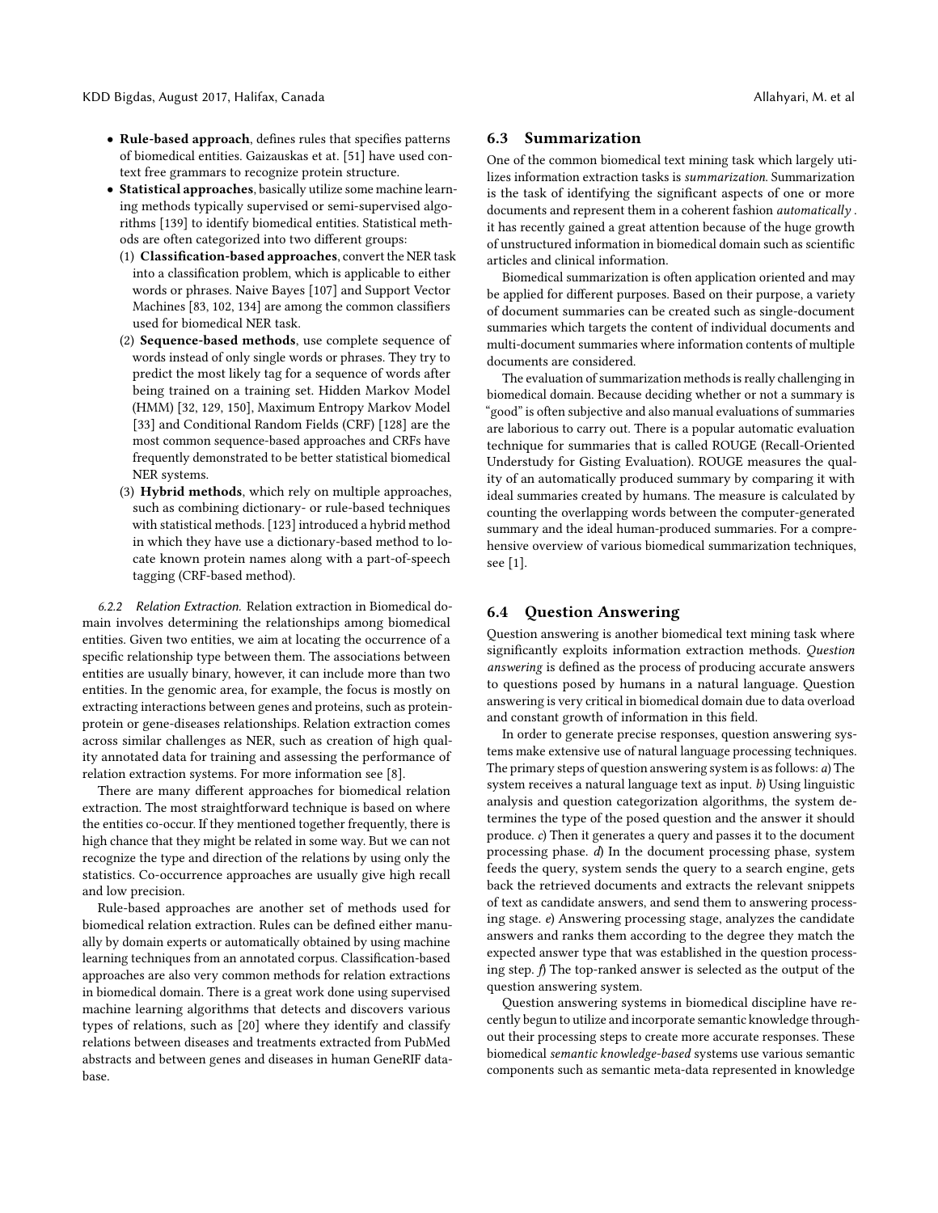- **Rule-based approach**, defines rules that specifies patterns of biomedical entities. Gaizauskas et at. [51] have used context free grammars to recognize protein structure.
- **Statistical approaches**, basically utilize some machine learning methods typically supervised or semi-supervised algorithms [139] to identify biomedical entities. Statistical methods are often categorized into two different groups:
  1. **Classification-based approaches**, convert the NER task into a classification problem, which is applicable to either words or phrases. Naive Bayes [107] and Support Vector Machines [83, 102, 134] are among the common classifiers used for biomedical NER task.
  2. **Sequence-based methods**, use complete sequence of words instead of only single words or phrases. They try to predict the most likely tag for a sequence of words after being trained on a training set. Hidden Markov Model (HMM) [32, 129, 150], Maximum Entropy Markov Model [33] and Conditional Random Fields (CRF) [128] are the most common sequence-based approaches and CRFs have frequently demonstrated to be better statistical biomedical NER systems.
  3. **Hybrid methods**, which rely on multiple approaches, such as combining dictionary- or rule-based techniques with statistical methods. [123] introduced a hybrid method in which they have use a dictionary-based method to locate known protein names along with a part-of-speech tagging (CRF-based method).

#### 6.2.2 Relation Extraction.

Relation extraction in Biomedical domain involves determining the relationships among biomedical entities. Given two entities, we aim at locating the occurrence of a specific relationship type between them. The associations between entities are usually binary, however, it can include more than two entities. In the genomic area, for example, the focus is mostly on extracting interactions between genes and proteins, such as protein-protein or gene-diseases relationships. Relation extraction comes across similar challenges as NER, such as creation of high quality annotated data for training and assessing the performance of relation extraction systems. For more information see [8].

There are many different approaches for biomedical relation extraction. The most straightforward technique is based on where the entities co-occur. If they mentioned together frequently, there is high chance that they might be related in some way. But we can not recognize the type and direction of the relations by using only the statistics. Co-occurrence approaches are usually give high recall and low precision.

Rule-based approaches are another set of methods used for biomedical relation extraction. Rules can be defined either manually by domain experts or automatically obtained by using machine learning techniques from an annotated corpus. Classification-based approaches are also very common methods for relation extractions in biomedical domain. There is a great work done using supervised machine learning algorithms that detects and discovers various types of relations, such as [20] where they identify and classify relations between diseases and treatments extracted from PubMed abstracts and between genes and diseases in human GeneRIF database.

## 6.3 Summarization

One of the common biomedical text mining task which largely utilizes information extraction tasks is *summarization*. Summarization is the task of identifying the significant aspects of one or more documents and represent them in a coherent fashion *automatically* . it has recently gained a great attention because of the huge growth of unstructured information in biomedical domain such as scientific articles and clinical information.

Biomedical summarization is often application oriented and may be applied for different purposes. Based on their purpose, a variety of document summaries can be created such as single-document summaries which targets the content of individual documents and multi-document summaries where information contents of multiple documents are considered.

The evaluation of summarization methods is really challenging in biomedical domain. Because deciding whether or not a summary is "good" is often subjective and also manual evaluations of summaries are laborious to carry out. There is a popular automatic evaluation technique for summaries that is called ROUGE (Recall-Oriented Understudy for Gisting Evaluation). ROUGE measures the quality of an automatically produced summary by comparing it with ideal summaries created by humans. The measure is calculated by counting the overlapping words between the computer-generated summary and the ideal human-produced summaries. For a comprehensive overview of various biomedical summarization techniques, see [1].

## 6.4 Question Answering

Question answering is another biomedical text mining task where significantly exploits information extraction methods. *Question answering* is defined as the process of producing accurate answers to questions posed by humans in a natural language. Question answering is very critical in biomedical domain due to data overload and constant growth of information in this field.

In order to generate precise responses, question answering systems make extensive use of natural language processing techniques. The primary steps of question answering system is as follows: *a)* The system receives a natural language text as input. *b)* Using linguistic analysis and question categorization algorithms, the system determines the type of the posed question and the answer it should produce. *c)* Then it generates a query and passes it to the document processing phase. *d)* In the document processing phase, system feeds the query, system sends the query to a search engine, gets back the retrieved documents and extracts the relevant snippets of text as candidate answers, and send them to answering processing stage. *e)* Answering processing stage, analyzes the candidate answers and ranks them according to the degree they match the expected answer type that was established in the question processing step. *f)* The top-ranked answer is selected as the output of the question answering system.

Question answering systems in biomedical discipline have recently begun to utilize and incorporate semantic knowledge throughout their processing steps to create more accurate responses. These biomedical *semantic knowledge-based* systems use various semantic components such as semantic meta-data represented in knowledge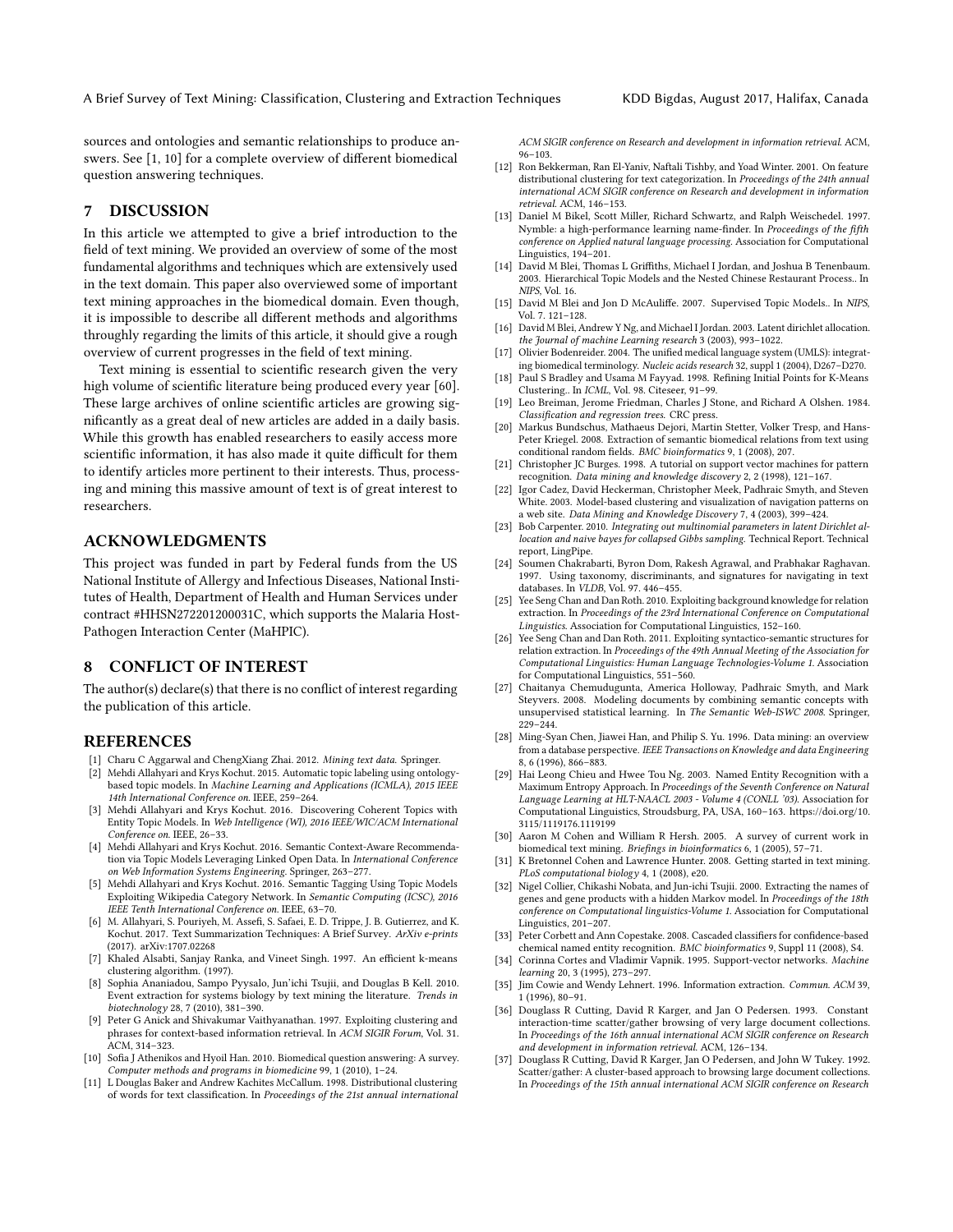sources and ontologies and semantic relationships to produce answers. See [1, 10] for a complete overview of different biomedical question answering techniques.

## 7 DISCUSSION

In this article we attempted to give a brief introduction to the field of text mining. We provided an overview of some of the most fundamental algorithms and techniques which are extensively used in the text domain. This paper also overviewed some of important text mining approaches in the biomedical domain. Even though, it is impossible to describe all different methods and algorithms throughly regarding the limits of this article, it should give a rough overview of current progresses in the field of text mining.

Text mining is essential to scientific research given the very high volume of scientific literature being produced every year [60]. These large archives of online scientific articles are growing significantly as a great deal of new articles are added in a daily basis. While this growth has enabled researchers to easily access more scientific information, it has also made it quite difficult for them to identify articles more pertinent to their interests. Thus, processing and mining this massive amount of text is of great interest to researchers.

## ACKNOWLEDGMENTS

This project was funded in part by Federal funds from the US National Institute of Allergy and Infectious Diseases, National Institutes of Health, Department of Health and Human Services under contract #HHSN272201200031C, which supports the Malaria Host-Pathogen Interaction Center (MaHPIC).

## 8 CONFLICT OF INTEREST

The author(s) declare(s) that there is no conflict of interest regarding the publication of this article.

## REFERENCES

- [1] Charu C Aggarwal and ChengXiang Zhai. 2012. *Mining text data*. Springer.
- [2] Mehdi Allahyari and Krys Kochut. 2015. Automatic topic labeling using ontology-based topic models. In *Machine Learning and Applications (ICMLA), 2015 IEEE 14th International Conference on*. IEEE, 259–264.
- [3] Mehdi Allahyari and Krys Kochut. 2016. Discovering Coherent Topics with Entity Topic Models. In *Web Intelligence (WI), 2016 IEEE/WIC/ACM International Conference on*. IEEE, 26–33.
- [4] Mehdi Allahyari and Krys Kochut. 2016. Semantic Context-Aware Recommendation via Topic Models Leveraging Linked Open Data. In *International Conference on Web Information Systems Engineering*. Springer, 263–277.
- [5] Mehdi Allahyari and Krys Kochut. 2016. Semantic Tagging Using Topic Models Exploiting Wikipedia Category Network. In *Semantic Computing (ICSC), 2016 IEEE Tenth International Conference on*. IEEE, 63–70.
- [6] M. Allahyari, S. Pouriyeh, M. Assefi, S. Safaei, E. D. Trippe, J. B. Gutierrez, and K. Kochut. 2017. Text Summarization Techniques: A Brief Survey. *ArXiv e-prints* (2017). arXiv:1707.02268
- [7] Khaled Alsabti, Sanjay Ranka, and Vineet Singh. 1997. An efficient k-means clustering algorithm. (1997).
- [8] Sophia Ananiadou, Sampo Pyysalo, Jun'ichi Tsujii, and Douglas B Kell. 2010. Event extraction for systems biology by text mining the literature. *Trends in biotechnology* 28, 7 (2010), 381–390.
- [9] Peter G Anick and Shivakumar Vaithyanathan. 1997. Exploiting clustering and phrases for context-based information retrieval. In *ACM SIGIR Forum*, Vol. 31. ACM, 314–323.
- [10] Sofia J Athenikos and Hyoil Han. 2010. Biomedical question answering: A survey. *Computer methods and programs in biomedicine* 99, 1 (2010), 1–24.
- [11] L Douglas Baker and Andrew Kachites McCallum. 1998. Distributional clustering of words for text classification. In *Proceedings of the 21st annual international ACM SIGIR conference on Research and development in information retrieval*. ACM, 96–103.
- [12] Ron Bekkerman, Ran El-Yaniv, Naftali Tishby, and Yoad Winter. 2001. On feature distributional clustering for text categorization. In *Proceedings of the 24th annual international ACM SIGIR conference on Research and development in information retrieval*. ACM, 146–153.
- [13] Daniel M Bikel, Scott Miller, Richard Schwartz, and Ralph Weischedel. 1997. Nymble: a high-performance learning name-finder. In *Proceedings of the fifth conference on Applied natural language processing*. Association for Computational Linguistics, 194–201.
- [14] David M Blei, Thomas L Griffiths, Michael I Jordan, and Joshua B Tenenbaum. 2003. Hierarchical Topic Models and the Nested Chinese Restaurant Process.. In *NIPS*, Vol. 16.
- [15] David M Blei and Jon D McAuliffe. 2007. Supervised Topic Models.. In *NIPS*, Vol. 7. 121–128.
- [16] David M Blei, Andrew Y Ng, and Michael I Jordan. 2003. Latent dirichlet allocation. *the Journal of machine Learning research* 3 (2003), 993–1022.
- [17] Olivier Bodenreider. 2004. The unified medical language system (UMLS): integrating biomedical terminology. *Nucleic acids research* 32, suppl 1 (2004), D267–D270.
- [18] Paul S Bradley and Usama M Fayyad. 1998. Refining Initial Points for K-Means Clustering.. In *ICML*, Vol. 98. Citeseer, 91–99.
- [19] Leo Breiman, Jerome Friedman, Charles J Stone, and Richard A Olshen. 1984. *Classification and regression trees*. CRC press.
- [20] Markus Bundschus, Mathaeus Dejori, Martin Stetter, Volker Tresp, and Hans-Peter Kriegel. 2008. Extraction of semantic biomedical relations from text using conditional random fields. *BMC bioinformatics* 9, 1 (2008), 207.
- [21] Christopher JC Burges. 1998. A tutorial on support vector machines for pattern recognition. *Data mining and knowledge discovery* 2, 2 (1998), 121–167.
- [22] Igor Cadez, David Heckerman, Christopher Meek, Padhraic Smyth, and Steven White. 2003. Model-based clustering and visualization of navigation patterns on a web site. *Data Mining and Knowledge Discovery* 7, 4 (2003), 399–424.
- [23] Bob Carpenter. 2010. *Integrating out multinomial parameters in latent Dirichlet allocation and naive bayes for collapsed Gibbs sampling*. Technical Report. Technical report, LingPipe.
- [24] Soumen Chakrabarti, Byron Dom, Rakesh Agrawal, and Prabhakar Raghavan. 1997. Using taxonomy, discriminants, and signatures for navigating in text databases. In *VLDB*, Vol. 97. 446–455.
- [25] Yee Seng Chan and Dan Roth. 2010. Exploiting background knowledge for relation extraction. In *Proceedings of the 23rd International Conference on Computational Linguistics*. Association for Computational Linguistics, 152–160.
- [26] Yee Seng Chan and Dan Roth. 2011. Exploiting syntactico-semantic structures for relation extraction. In *Proceedings of the 49th Annual Meeting of the Association for Computational Linguistics: Human Language Technologies-Volume 1*. Association for Computational Linguistics, 551–560.
- [27] Chaitanya Chemudugunta, America Holloway, Padhraic Smyth, and Mark Steyvers. 2008. Modeling documents by combining semantic concepts with unsupervised statistical learning. In *The Semantic Web-ISWC 2008*. Springer, 229–244.
- [28] Ming-Syan Chen, Jiawei Han, and Philip S. Yu. 1996. Data mining: an overview from a database perspective. *IEEE Transactions on Knowledge and data Engineering* 8, 6 (1996), 866–883.
- [29] Hai Leong Chieu and Hwee Tou Ng. 2003. Named Entity Recognition with a Maximum Entropy Approach. In *Proceedings of the Seventh Conference on Natural Language Learning at HLT-NAACL 2003 - Volume 4 (CONLL '03)*. Association for Computational Linguistics, Stroudsburg, PA, USA, 160–163. https://doi.org/10.3115/1119176.1119199
- [30] Aaron M Cohen and William R Hersh. 2005. A survey of current work in biomedical text mining. *Briefings in bioinformatics* 6, 1 (2005), 57–71.
- [31] K Bretonnel Cohen and Lawrence Hunter. 2008. Getting started in text mining. *PLoS computational biology* 4, 1 (2008), e20.
- [32] Nigel Collier, Chikashi Nobata, and Jun-ichi Tsujii. 2000. Extracting the names of genes and gene products with a hidden Markov model. In *Proceedings of the 18th conference on Computational linguistics-Volume 1*. Association for Computational Linguistics, 201–207.
- [33] Peter Corbett and Ann Copestake. 2008. Cascaded classifiers for confidence-based chemical named entity recognition. *BMC bioinformatics* 9, Suppl 11 (2008), S4.
- [34] Corinna Cortes and Vladimir Vapnik. 1995. Support-vector networks. *Machine learning* 20, 3 (1995), 273–297.
- [35] Jim Cowie and Wendy Lehnert. 1996. Information extraction. *Commun. ACM* 39, 1 (1996), 80–91.
- [36] Douglass R Cutting, David R Karger, and Jan O Pedersen. 1993. Constant interaction-time scatter/gather browsing of very large document collections. In *Proceedings of the 16th annual international ACM SIGIR conference on Research and development in information retrieval*. ACM, 126–134.
- [37] Douglass R Cutting, David R Karger, Jan O Pedersen, and John W Tukey. 1992. Scatter/gather: A cluster-based approach to browsing large document collections. In *Proceedings of the 15th annual international ACM SIGIR conference on Research*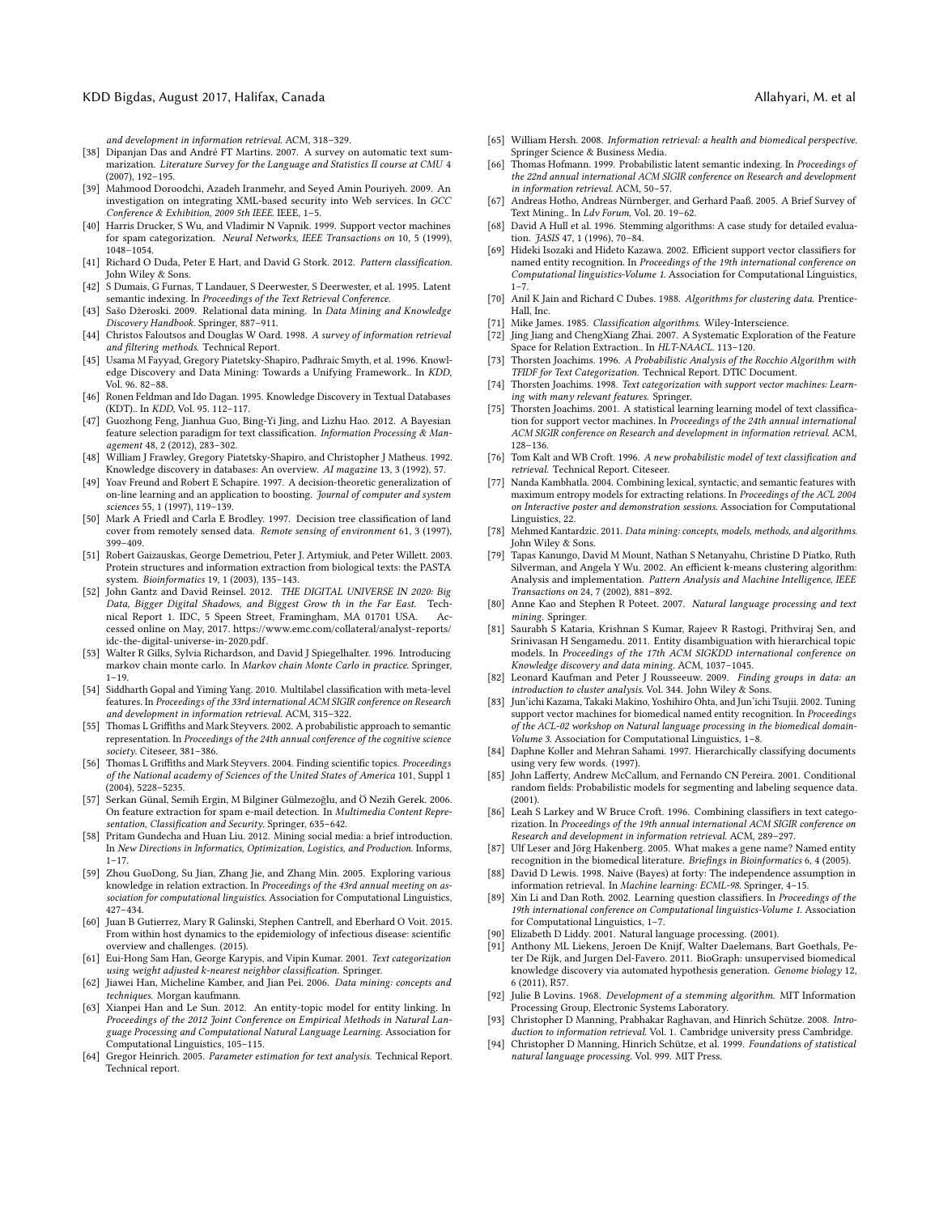and development in information retrieval. ACM, 318–329.

[38] Dipanjan Das and André FT Martins. 2007. A survey on automatic text summarization. *Literature Survey for the Language and Statistics II course at CMU* 4 (2007), 192–195.

[39] Mahmood Doroodchi, Azadeh Iranmehr, and Seyed Amin Pouriyeh. 2009. An investigation on integrating XML-based security into Web services. In *GCC Conference & Exhibition, 2009 5th IEEE*. IEEE, 1–5.

[40] Harris Drucker, S Wu, and Vladimir N Vapnik. 1999. Support vector machines for spam categorization. *Neural Networks, IEEE Transactions on* 10, 5 (1999), 1048–1054.

[41] Richard O Duda, Peter E Hart, and David G Stork. 2012. *Pattern classification*. John Wiley & Sons.

[42] S Dumais, G Furnas, T Landauer, S Deerwester, S Deerwester, et al. 1995. Latent semantic indexing. In *Proceedings of the Text Retrieval Conference*.

[43] Sašo Džeroski. 2009. Relational data mining. In *Data Mining and Knowledge Discovery Handbook*. Springer, 887–911.

[44] Christos Faloutsos and Douglas W Oard. 1998. *A survey of information retrieval and filtering methods*. Technical Report.

[45] Usama M Fayyad, Gregory Piatetsky-Shapiro, Padhraic Smyth, et al. 1996. Knowledge Discovery and Data Mining: Towards a Unifying Framework.. In *KDD*, Vol. 96. 82–88.

[46] Ronen Feldman and Ido Dagan. 1995. Knowledge Discovery in Textual Databases (KDT).. In *KDD*, Vol. 95. 112–117.

[47] Guozhong Feng, Jianhua Guo, Bing-Yi Jing, and Lizhu Hao. 2012. A Bayesian feature selection paradigm for text classification. *Information Processing & Management* 48, 2 (2012), 283–302.

[48] William J Frawley, Gregory Piatetsky-Shapiro, and Christopher J Matheus. 1992. Knowledge discovery in databases: An overview. *AI magazine* 13, 3 (1992), 57.

[49] Yoav Freund and Robert E Schapire. 1997. A decision-theoretic generalization of on-line learning and an application to boosting. *Journal of computer and system sciences* 55, 1 (1997), 119–139.

[50] Mark A Friedl and Carla E Brodley. 1997. Decision tree classification of land cover from remotely sensed data. *Remote sensing of environment* 61, 3 (1997), 399–409.

[51] Robert Gaizauskas, George Demetriou, Peter J. Artymiuk, and Peter Willett. 2003. Protein structures and information extraction from biological texts: the PASTA system. *Bioinformatics* 19, 1 (2003), 135–143.

[52] John Gantz and David Reinsel. 2012. *THE DIGITAL UNIVERSE IN 2020: Big Data, Bigger Digital Shadows, and Biggest Grow th in the Far East*. Technical Report 1. IDC, 5 Speen Street, Framingham, MA 01701 USA. Accessed online on May, 2017. https://www.emc.com/collateral/analyst-reports/idc-the-digital-universe-in-2020.pdf.

[53] Walter R Gilks, Sylvia Richardson, and David J Spiegelhalter. 1996. Introducing markov chain monte carlo. In *Markov chain Monte Carlo in practice*. Springer, 1–19.

[54] Siddharth Gopal and Yiming Yang. 2010. Multilabel classification with meta-level features. In *Proceedings of the 33rd international ACM SIGIR conference on Research and development in information retrieval*. ACM, 315–322.

[55] Thomas L Griffiths and Mark Steyvers. 2002. A probabilistic approach to semantic representation. In *Proceedings of the 24th annual conference of the cognitive science society*. Citeseer, 381–386.

[56] Thomas L Griffiths and Mark Steyvers. 2004. Finding scientific topics. *Proceedings of the National academy of Sciences of the United States of America* 101, Suppl 1 (2004), 5228–5235.

[57] Serkan Günal, Semih Ergin, M Bilginer Gülmezoğlu, and Ö Nezih Gerek. 2006. On feature extraction for spam e-mail detection. In *Multimedia Content Representation, Classification and Security*. Springer, 635–642.

[58] Pritam Gundecha and Huan Liu. 2012. Mining social media: a brief introduction. In *New Directions in Informatics, Optimization, Logistics, and Production*. Informs, 1–17.

[59] Zhou GuoDong, Su Jian, Zhang Jie, and Zhang Min. 2005. Exploring various knowledge in relation extraction. In *Proceedings of the 43rd annual meeting on association for computational linguistics*. Association for Computational Linguistics, 427–434.

[60] Juan B Gutierrez, Mary R Galinski, Stephen Cantrell, and Eberhard O Voit. 2015. From within host dynamics to the epidemiology of infectious disease: scientific overview and challenges. (2015).

[61] Eui-Hong Sam Han, George Karypis, and Vipin Kumar. 2001. *Text categorization using weight adjusted k-nearest neighbor classification*. Springer.

[62] Jiawei Han, Micheline Kamber, and Jian Pei. 2006. *Data mining: concepts and techniques*. Morgan kaufmann.

[63] Xianpei Han and Le Sun. 2012. An entity-topic model for entity linking. In *Proceedings of the 2012 Joint Conference on Empirical Methods in Natural Language Processing and Computational Natural Language Learning*. Association for Computational Linguistics, 105–115.

[64] Gregor Heinrich. 2005. *Parameter estimation for text analysis*. Technical Report. Technical report.

[65] William Hersh. 2008. *Information retrieval: a health and biomedical perspective*. Springer Science & Business Media.

[66] Thomas Hofmann. 1999. Probabilistic latent semantic indexing. In *Proceedings of the 22nd annual international ACM SIGIR conference on Research and development in information retrieval*. ACM, 50–57.

[67] Andreas Hotho, Andreas Nürnberger, and Gerhard Paaß. 2005. A Brief Survey of Text Mining.. In *Ldv Forum*, Vol. 20. 19–62.

[68] David A Hull et al. 1996. Stemming algorithms: A case study for detailed evaluation. *JASIS* 47, 1 (1996), 70–84.

[69] Hideki Isozaki and Hideto Kazawa. 2002. Efficient support vector classifiers for named entity recognition. In *Proceedings of the 19th international conference on Computational linguistics-Volume 1*. Association for Computational Linguistics, 1–7.

[70] Anil K Jain and Richard C Dubes. 1988. *Algorithms for clustering data*. Prentice-Hall, Inc.

[71] Mike James. 1985. *Classification algorithms*. Wiley-Interscience.

[72] Jing Jiang and ChengXiang Zhai. 2007. A Systematic Exploration of the Feature Space for Relation Extraction.. In *HLT-NAACL*. 113–120.

[73] Thorsten Joachims. 1996. *A Probabilistic Analysis of the Rocchio Algorithm with TFIDF for Text Categorization*. Technical Report. DTIC Document.

[74] Thorsten Joachims. 1998. *Text categorization with support vector machines: Learning with many relevant features*. Springer.

[75] Thorsten Joachims. 2001. A statistical learning learning model of text classification for support vector machines. In *Proceedings of the 24th annual international ACM SIGIR conference on Research and development in information retrieval*. ACM, 128–136.

[76] Tom Kalt and WB Croft. 1996. *A new probabilistic model of text classification and retrieval*. Technical Report. Citeseer.

[77] Nanda Kambhatla. 2004. Combining lexical, syntactic, and semantic features with maximum entropy models for extracting relations. In *Proceedings of the ACL 2004 on Interactive poster and demonstration sessions*. Association for Computational Linguistics, 22.

[78] Mehmed Kantardzic. 2011. *Data mining: concepts, models, methods, and algorithms*. John Wiley & Sons.

[79] Tapas Kanungo, David M Mount, Nathan S Netanyahu, Christine D Piatko, Ruth Silverman, and Angela Y Wu. 2002. An efficient k-means clustering algorithm: Analysis and implementation. *Pattern Analysis and Machine Intelligence, IEEE Transactions on* 24, 7 (2002), 881–892.

[80] Anne Kao and Stephen R Poteet. 2007. *Natural language processing and text mining*. Springer.

[81] Saurabh S Kataria, Krishnan S Kumar, Rajeev R Rastogi, Prithviraj Sen, and Srinivasan H Sengamedu. 2011. Entity disambiguation with hierarchical topic models. In *Proceedings of the 17th ACM SIGKDD international conference on Knowledge discovery and data mining*. ACM, 1037–1045.

[82] Leonard Kaufman and Peter J Rousseeuw. 2009. *Finding groups in data: an introduction to cluster analysis*. Vol. 344. John Wiley & Sons.

[83] Jun'ichi Kazama, Takaki Makino, Yoshihiro Ohta, and Jun'ichi Tsujii. 2002. Tuning support vector machines for biomedical named entity recognition. In *Proceedings of the ACL-02 workshop on Natural language processing in the biomedical domain-Volume 3*. Association for Computational Linguistics, 1–8.

[84] Daphne Koller and Mehran Sahami. 1997. Hierarchically classifying documents using very few words. (1997).

[85] John Lafferty, Andrew McCallum, and Fernando CN Pereira. 2001. Conditional random fields: Probabilistic models for segmenting and labeling sequence data. (2001).

[86] Leah S Larkey and W Bruce Croft. 1996. Combining classifiers in text categorization. In *Proceedings of the 19th annual international ACM SIGIR conference on Research and development in information retrieval*. ACM, 289–297.

[87] Ulf Leser and Jörg Hakenberg. 2005. What makes a gene name? Named entity recognition in the biomedical literature. *Briefings in Bioinformatics* 6, 4 (2005).

[88] David D Lewis. 1998. Naive (Bayes) at forty: The independence assumption in information retrieval. In *Machine learning: ECML-98*. Springer, 4–15.

[89] Xin Li and Dan Roth. 2002. Learning question classifiers. In *Proceedings of the 19th international conference on Computational linguistics-Volume 1*. Association for Computational Linguistics, 1–7.

[90] Elizabeth D Liddy. 2001. Natural language processing. (2001).

[91] Anthony ML Liekens, Jeroen De Knijf, Walter Daelemans, Bart Goethals, Peter De Rijk, and Jurgen Del-Favero. 2011. BioGraph: unsupervised biomedical knowledge discovery via automated hypothesis generation. *Genome biology* 12, 6 (2011), R57.

[92] Julie B Lovins. 1968. *Development of a stemming algorithm*. MIT Information Processing Group, Electronic Systems Laboratory.

[93] Christopher D Manning, Prabhakar Raghavan, and Hinrich Schütze. 2008. *Introduction to information retrieval*. Vol. 1. Cambridge university press Cambridge.

[94] Christopher D Manning, Hinrich Schütze, et al. 1999. *Foundations of statistical natural language processing*. Vol. 999. MIT Press.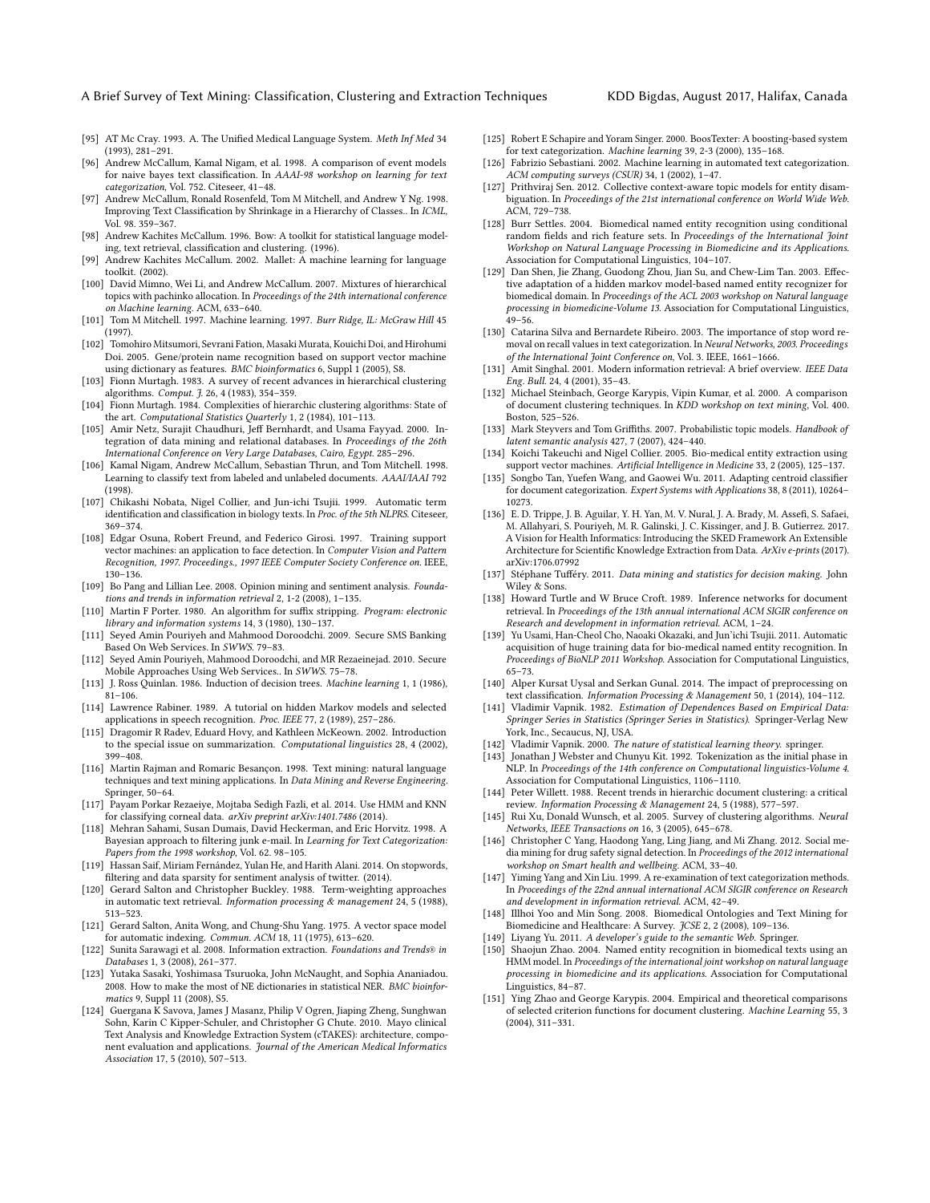[95] AT Mc Cray. 1993. A. The Unified Medical Language System. *Meth Inf Med* 34 (1993), 281–291.

[96] Andrew McCallum, Kamal Nigam, et al. 1998. A comparison of event models for naive bayes text classification. In *AAAI-98 workshop on learning for text categorization*, Vol. 752. Citeseer, 41–48.

[97] Andrew McCallum, Ronald Rosenfeld, Tom M Mitchell, and Andrew Y Ng. 1998. Improving Text Classification by Shrinkage in a Hierarchy of Classes.. In *ICML*, Vol. 98. 359–367.

[98] Andrew Kachites McCallum. 1996. Bow: A toolkit for statistical language modeling, text retrieval, classification and clustering. (1996).

[99] Andrew Kachites McCallum. 2002. Mallet: A machine learning for language toolkit. (2002).

[100] David Mimno, Wei Li, and Andrew McCallum. 2007. Mixtures of hierarchical topics with pachinko allocation. In *Proceedings of the 24th international conference on Machine learning*. ACM, 633–640.

[101] Tom M Mitchell. 1997. Machine learning. 1997. *Burr Ridge, IL: McGraw Hill* 45 (1997).

[102] Tomohiro Mitsumori, Sevrani Fation, Masaki Murata, Kouichi Doi, and Hirohumi Doi. 2005. Gene/protein name recognition based on support vector machine using dictionary as features. *BMC bioinformatics* 6, Suppl 1 (2005), S8.

[103] Fionn Murtagh. 1983. A survey of recent advances in hierarchical clustering algorithms. *Comput. J.* 26, 4 (1983), 354–359.

[104] Fionn Murtagh. 1984. Complexities of hierarchic clustering algorithms: State of the art. *Computational Statistics Quarterly* 1, 2 (1984), 101–113.

[105] Amir Netz, Surajit Chaudhuri, Jeff Bernhardt, and Usama Fayyad. 2000. Integration of data mining and relational databases. In *Proceedings of the 26th International Conference on Very Large Databases, Cairo, Egypt*. 285–296.

[106] Kamal Nigam, Andrew McCallum, Sebastian Thrun, and Tom Mitchell. 1998. Learning to classify text from labeled and unlabeled documents. *AAAI/IAAI* 792 (1998).

[107] Chikashi Nobata, Nigel Collier, and Jun-ichi Tsujii. 1999. Automatic term identification and classification in biology texts. In *Proc. of the 5th NLPRS*. Citeseer, 369–374.

[108] Edgar Osuna, Robert Freund, and Federico Girosi. 1997. Training support vector machines: an application to face detection. In *Computer Vision and Pattern Recognition, 1997. Proceedings., 1997 IEEE Computer Society Conference on*. IEEE, 130–136.

[109] Bo Pang and Lillian Lee. 2008. Opinion mining and sentiment analysis. *Foundations and trends in information retrieval* 2, 1-2 (2008), 1–135.

[110] Martin F Porter. 1980. An algorithm for suffix stripping. *Program: electronic library and information systems* 14, 3 (1980), 130–137.

[111] Seyed Amin Pouriyeh and Mahmood Doroodchi. 2009. Secure SMS Banking Based On Web Services. In *SWWS*. 79–83.

[112] Seyed Amin Pouriyeh, Mahmood Doroodchi, and MR Rezaeinejad. 2010. Secure Mobile Approaches Using Web Services.. In *SWWS*. 75–78.

[113] J. Ross Quinlan. 1986. Induction of decision trees. *Machine learning* 1, 1 (1986), 81–106.

[114] Lawrence Rabiner. 1989. A tutorial on hidden Markov models and selected applications in speech recognition. *Proc. IEEE* 77, 2 (1989), 257–286.

[115] Dragomir R Radev, Eduard Hovy, and Kathleen McKeown. 2002. Introduction to the special issue on summarization. *Computational linguistics* 28, 4 (2002), 399–408.

[116] Martin Rajman and Romaric Besançon. 1998. Text mining: natural language techniques and text mining applications. In *Data Mining and Reverse Engineering*. Springer, 50–64.

[117] Payam Porkar Rezaeiye, Mojtaba Sedigh Fazli, et al. 2014. Use HMM and KNN for classifying corneal data. *arXiv preprint arXiv:1401.7486* (2014).

[118] Mehran Sahami, Susan Dumais, David Heckerman, and Eric Horvitz. 1998. A Bayesian approach to filtering junk e-mail. In *Learning for Text Categorization: Papers from the 1998 workshop*, Vol. 62. 98–105.

[119] Hassan Saif, Miriam Fernández, Yulan He, and Harith Alani. 2014. On stopwords, filtering and data sparsity for sentiment analysis of twitter. (2014).

[120] Gerard Salton and Christopher Buckley. 1988. Term-weighting approaches in automatic text retrieval. *Information processing & management* 24, 5 (1988), 513–523.

[121] Gerard Salton, Anita Wong, and Chung-Shu Yang. 1975. A vector space model for automatic indexing. *Commun. ACM* 18, 11 (1975), 613–620.

[122] Sunita Sarawagi et al. 2008. Information extraction. *Foundations and Trends® in Databases* 1, 3 (2008), 261–377.

[123] Yutaka Sasaki, Yoshimasa Tsuruoka, John McNaught, and Sophia Ananiadou. 2008. How to make the most of NE dictionaries in statistical NER. *BMC bioinformatics* 9, Suppl 11 (2008), S5.

[124] Guergana K Savova, James J Masanz, Philip V Ogren, Jiaping Zheng, Sunghwan Sohn, Karin C Kipper-Schuler, and Christopher G Chute. 2010. Mayo clinical Text Analysis and Knowledge Extraction System (cTAKES): architecture, component evaluation and applications. *Journal of the American Medical Informatics Association* 17, 5 (2010), 507–513.

[125] Robert E Schapire and Yoram Singer. 2000. BoosTexter: A boosting-based system for text categorization. *Machine learning* 39, 2-3 (2000), 135–168.

[126] Fabrizio Sebastiani. 2002. Machine learning in automated text categorization. *ACM computing surveys (CSUR)* 34, 1 (2002), 1–47.

[127] Prithviraj Sen. 2012. Collective context-aware topic models for entity disambiguation. In *Proceedings of the 21st international conference on World Wide Web*. ACM, 729–738.

[128] Burr Settles. 2004. Biomedical named entity recognition using conditional random fields and rich feature sets. In *Proceedings of the International Joint Workshop on Natural Language Processing in Biomedicine and its Applications*. Association for Computational Linguistics, 104–107.

[129] Dan Shen, Jie Zhang, Guodong Zhou, Jian Su, and Chew-Lim Tan. 2003. Effective adaptation of a hidden markov model-based named entity recognizer for biomedical domain. In *Proceedings of the ACL 2003 workshop on Natural language processing in biomedicine-Volume 13*. Association for Computational Linguistics, 49–56.

[130] Catarina Silva and Bernardete Ribeiro. 2003. The importance of stop word removal on recall values in text categorization. In *Neural Networks, 2003. Proceedings of the International Joint Conference on*, Vol. 3. IEEE, 1661–1666.

[131] Amit Singhal. 2001. Modern information retrieval: A brief overview. *IEEE Data Eng. Bull.* 24, 4 (2001), 35–43.

[132] Michael Steinbach, George Karypis, Vipin Kumar, et al. 2000. A comparison of document clustering techniques. In *KDD workshop on text mining*, Vol. 400. Boston, 525–526.

[133] Mark Steyvers and Tom Griffiths. 2007. Probabilistic topic models. *Handbook of latent semantic analysis* 427, 7 (2007), 424–440.

[134] Koichi Takeuchi and Nigel Collier. 2005. Bio-medical entity extraction using support vector machines. *Artificial Intelligence in Medicine* 33, 2 (2005), 125–137.

[135] Songbo Tan, Yuefen Wang, and Gaowei Wu. 2011. Adapting centroid classifier for document categorization. *Expert Systems with Applications* 38, 8 (2011), 10264–10273.

[136] E. D. Trippe, J. B. Aguilar, Y. H. Yan, M. V. Nural, J. A. Brady, M. Assefi, S. Safaei, M. Allahyari, S. Pouriyeh, M. R. Galinski, J. C. Kissinger, and J. B. Gutierrez. 2017. A Vision for Health Informatics: Introducing the SKED Framework An Extensible Architecture for Scientific Knowledge Extraction from Data. *ArXiv e-prints* (2017). arXiv:1706.07992

[137] Stéphane Tufféry. 2011. *Data mining and statistics for decision making*. John Wiley & Sons.

[138] Howard Turtle and W Bruce Croft. 1989. Inference networks for document retrieval. In *Proceedings of the 13th annual international ACM SIGIR conference on Research and development in information retrieval*. ACM, 1–24.

[139] Yu Usami, Han-Cheol Cho, Naoaki Okazaki, and Jun'ichi Tsujii. 2011. Automatic acquisition of huge training data for bio-medical named entity recognition. In *Proceedings of BioNLP 2011 Workshop*. Association for Computational Linguistics, 65–73.

[140] Alper Kursat Uysal and Serkan Gunal. 2014. The impact of preprocessing on text classification. *Information Processing & Management* 50, 1 (2014), 104–112.

[141] Vladimir Vapnik. 1982. *Estimation of Dependences Based on Empirical Data: Springer Series in Statistics (Springer Series in Statistics)*. Springer-Verlag New York, Inc., Secaucus, NJ, USA.

[142] Vladimir Vapnik. 2000. *The nature of statistical learning theory*. springer.

[143] Jonathan J Webster and Chunyu Kit. 1992. Tokenization as the initial phase in NLP. In *Proceedings of the 14th conference on Computational linguistics-Volume 4*. Association for Computational Linguistics, 1106–1110.

[144] Peter Willett. 1988. Recent trends in hierarchic document clustering: a critical review. *Information Processing & Management* 24, 5 (1988), 577–597.

[145] Rui Xu, Donald Wunsch, et al. 2005. Survey of clustering algorithms. *Neural Networks, IEEE Transactions on* 16, 3 (2005), 645–678.

[146] Christopher C Yang, Haodong Yang, Ling Jiang, and Mi Zhang. 2012. Social media mining for drug safety signal detection. In *Proceedings of the 2012 international workshop on Smart health and wellbeing*. ACM, 33–40.

[147] Yiming Yang and Xin Liu. 1999. A re-examination of text categorization methods. In *Proceedings of the 22nd annual international ACM SIGIR conference on Research and development in information retrieval*. ACM, 42–49.

[148] Illhoi Yoo and Min Song. 2008. Biomedical Ontologies and Text Mining for Biomedicine and Healthcare: A Survey. *JCSE* 2, 2 (2008), 109–136.

[149] Liyang Yu. 2011. *A developer's guide to the semantic Web*. Springer.

[150] Shaojun Zhao. 2004. Named entity recognition in biomedical texts using an HMM model. In *Proceedings of the international joint workshop on natural language processing in biomedicine and its applications*. Association for Computational Linguistics, 84–87.

[151] Ying Zhao and George Karypis. 2004. Empirical and theoretical comparisons of selected criterion functions for document clustering. *Machine Learning* 55, 3 (2004), 311–331.